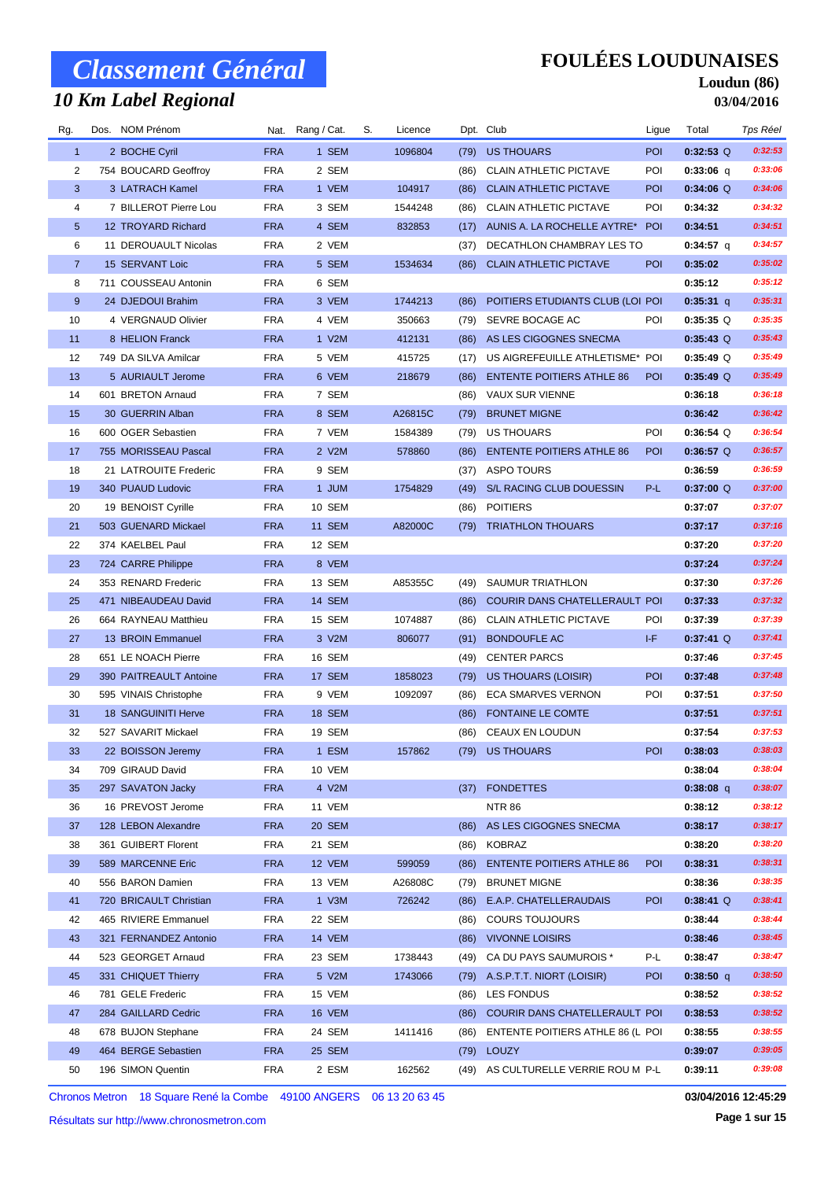# Classement Général

## 10 Km Label Regional

**FOULÉES LOUDUNAISES**

**Loudun (86)**

**03/04/2016**

| Rg. | Dos. | NOM Prénom | Nat. | Rang / Cat. | S. | Licence | Dpt. | Club | Ligue | Total | Tps Réel |
|---|---|---|---|---|---|---|---|---|---|---|---|
| 1 | 2 | BOCHE Cyril | FRA | 1 SEM | | 1096804 | (79) | US THOUARS | POI | 0:32:53 Q | 0:32:53 |
| 2 | 754 | BOUCARD Geoffroy | FRA | 2 SEM | | | (86) | CLAIN ATHLETIC PICTAVE | POI | 0:33:06 q | 0:33:06 |
| 3 | 3 | LATRACH Kamel | FRA | 1 VEM | | 104917 | (86) | CLAIN ATHLETIC PICTAVE | POI | 0:34:06 Q | 0:34:06 |
| 4 | 7 | BILLEROT Pierre Lou | FRA | 3 SEM | | 1544248 | (86) | CLAIN ATHLETIC PICTAVE | POI | 0:34:32 | 0:34:32 |
| 5 | 12 | TROYARD Richard | FRA | 4 SEM | | 832853 | (17) | AUNIS A. LA ROCHELLE AYTRE* | POI | 0:34:51 | 0:34:51 |
| 6 | 11 | DEROUAULT Nicolas | FRA | 2 VEM | | | (37) | DECATHLON CHAMBRAY LES TO | | 0:34:57 q | 0:34:57 |
| 7 | 15 | SERVANT Loic | FRA | 5 SEM | | 1534634 | (86) | CLAIN ATHLETIC PICTAVE | POI | 0:35:02 | 0:35:02 |
| 8 | 711 | COUSSEAU Antonin | FRA | 6 SEM | | | | | | 0:35:12 | 0:35:12 |
| 9 | 24 | DJEDOUI Brahim | FRA | 3 VEM | | 1744213 | (86) | POITIERS ETUDIANTS CLUB (LOI | POI | 0:35:31 q | 0:35:31 |
| 10 | 4 | VERGNAUD Olivier | FRA | 4 VEM | | 350663 | (79) | SEVRE BOCAGE AC | POI | 0:35:35 Q | 0:35:35 |
| 11 | 8 | HELION Franck | FRA | 1 V2M | | 412131 | (86) | AS LES CIGOGNES SNECMA | | 0:35:43 Q | 0:35:43 |
| 12 | 749 | DA SILVA Amilcar | FRA | 5 VEM | | 415725 | (17) | US AIGREFEUILLE ATHLETISME* | POI | 0:35:49 Q | 0:35:49 |
| 13 | 5 | AURIAULT Jerome | FRA | 6 VEM | | 218679 | (86) | ENTENTE POITIERS ATHLE 86 | POI | 0:35:49 Q | 0:35:49 |
| 14 | 601 | BRETON Arnaud | FRA | 7 SEM | | | (86) | VAUX SUR VIENNE | | 0:36:18 | 0:36:18 |
| 15 | 30 | GUERRIN Alban | FRA | 8 SEM | | A26815C | (79) | BRUNET MIGNE | | 0:36:42 | 0:36:42 |
| 16 | 600 | OGER Sebastien | FRA | 7 VEM | | 1584389 | (79) | US THOUARS | POI | 0:36:54 Q | 0:36:54 |
| 17 | 755 | MORISSEAU Pascal | FRA | 2 V2M | | 578860 | (86) | ENTENTE POITIERS ATHLE 86 | POI | 0:36:57 Q | 0:36:57 |
| 18 | 21 | LATROUITE Frederic | FRA | 9 SEM | | | (37) | ASPO TOURS | | 0:36:59 | 0:36:59 |
| 19 | 340 | PUAUD Ludovic | FRA | 1 JUM | | 1754829 | (49) | S/L RACING CLUB DOUESSIN | P-L | 0:37:00 Q | 0:37:00 |
| 20 | 19 | BENOIST Cyrille | FRA | 10 SEM | | | (86) | POITIERS | | 0:37:07 | 0:37:07 |
| 21 | 503 | GUENARD Mickael | FRA | 11 SEM | | A82000C | (79) | TRIATHLON THOUARS | | 0:37:17 | 0:37:16 |
| 22 | 374 | KAELBEL Paul | FRA | 12 SEM | | | | | | 0:37:20 | 0:37:20 |
| 23 | 724 | CARRE Philippe | FRA | 8 VEM | | | | | | 0:37:24 | 0:37:24 |
| 24 | 353 | RENARD Frederic | FRA | 13 SEM | | A85355C | (49) | SAUMUR TRIATHLON | | 0:37:30 | 0:37:26 |
| 25 | 471 | NIBEAUDEAU David | FRA | 14 SEM | | | (86) | COURIR DANS CHATELLERAULT | POI | 0:37:33 | 0:37:32 |
| 26 | 664 | RAYNEAU Matthieu | FRA | 15 SEM | | 1074887 | (86) | CLAIN ATHLETIC PICTAVE | POI | 0:37:39 | 0:37:39 |
| 27 | 13 | BROIN Emmanuel | FRA | 3 V2M | | 806077 | (91) | BONDOUFLE AC | I-F | 0:37:41 Q | 0:37:41 |
| 28 | 651 | LE NOACH Pierre | FRA | 16 SEM | | | (49) | CENTER PARCS | | 0:37:46 | 0:37:45 |
| 29 | 390 | PAITREAULT Antoine | FRA | 17 SEM | | 1858023 | (79) | US THOUARS (LOISIR) | POI | 0:37:48 | 0:37:48 |
| 30 | 595 | VINAIS Christophe | FRA | 9 VEM | | 1092097 | (86) | ECA SMARVES VERNON | POI | 0:37:51 | 0:37:50 |
| 31 | 18 | SANGUINITI Herve | FRA | 18 SEM | | | (86) | FONTAINE LE COMTE | | 0:37:51 | 0:37:51 |
| 32 | 527 | SAVARIT Mickael | FRA | 19 SEM | | | (86) | CEAUX EN LOUDUN | | 0:37:54 | 0:37:53 |
| 33 | 22 | BOISSON Jeremy | FRA | 1 ESM | | 157862 | (79) | US THOUARS | POI | 0:38:03 | 0:38:03 |
| 34 | 709 | GIRAUD David | FRA | 10 VEM | | | | | | 0:38:04 | 0:38:04 |
| 35 | 297 | SAVATON Jacky | FRA | 4 V2M | | | (37) | FONDETTES | | 0:38:08 q | 0:38:07 |
| 36 | 16 | PREVOST Jerome | FRA | 11 VEM | | | | NTR 86 | | 0:38:12 | 0:38:12 |
| 37 | 128 | LEBON Alexandre | FRA | 20 SEM | | | (86) | AS LES CIGOGNES SNECMA | | 0:38:17 | 0:38:17 |
| 38 | 361 | GUIBERT Florent | FRA | 21 SEM | | | (86) | KOBRAZ | | 0:38:20 | 0:38:20 |
| 39 | 589 | MARCENNE Eric | FRA | 12 VEM | | 599059 | (86) | ENTENTE POITIERS ATHLE 86 | POI | 0:38:31 | 0:38:31 |
| 40 | 556 | BARON Damien | FRA | 13 VEM | | A26808C | (79) | BRUNET MIGNE | | 0:38:36 | 0:38:35 |
| 41 | 720 | BRICAULT Christian | FRA | 1 V3M | | 726242 | (86) | E.A.P. CHATELLERAUDAIS | POI | 0:38:41 Q | 0:38:41 |
| 42 | 465 | RIVIERE Emmanuel | FRA | 22 SEM | | | (86) | COURS TOUJOURS | | 0:38:44 | 0:38:44 |
| 43 | 321 | FERNANDEZ Antonio | FRA | 14 VEM | | | (86) | VIVONNE LOISIRS | | 0:38:46 | 0:38:45 |
| 44 | 523 | GEORGET Arnaud | FRA | 23 SEM | | 1738443 | (49) | CA DU PAYS SAUMUROIS * | P-L | 0:38:47 | 0:38:47 |
| 45 | 331 | CHIQUET Thierry | FRA | 5 V2M | | 1743066 | (79) | A.S.P.T.T. NIORT (LOISIR) | POI | 0:38:50 q | 0:38:50 |
| 46 | 781 | GELE Frederic | FRA | 15 VEM | | | (86) | LES FONDUS | | 0:38:52 | 0:38:52 |
| 47 | 284 | GAILLARD Cedric | FRA | 16 VEM | | | (86) | COURIR DANS CHATELLERAULT | POI | 0:38:53 | 0:38:52 |
| 48 | 678 | BUJON Stephane | FRA | 24 SEM | | 1411416 | (86) | ENTENTE POITIERS ATHLE 86 (L | POI | 0:38:55 | 0:38:55 |
| 49 | 464 | BERGE Sebastien | FRA | 25 SEM | | | (79) | LOUZY | | 0:39:07 | 0:39:05 |
| 50 | 196 | SIMON Quentin | FRA | 2 ESM | | 162562 | (49) | AS CULTURELLE VERRIE ROU M | P-L | 0:39:11 | 0:39:08 |

Chronos Metron 18 Square René la Combe 49100 ANGERS 06 13 20 63 45

Résultats sur http://www.chronosmetron.com

**03/04/2016 12:45:29**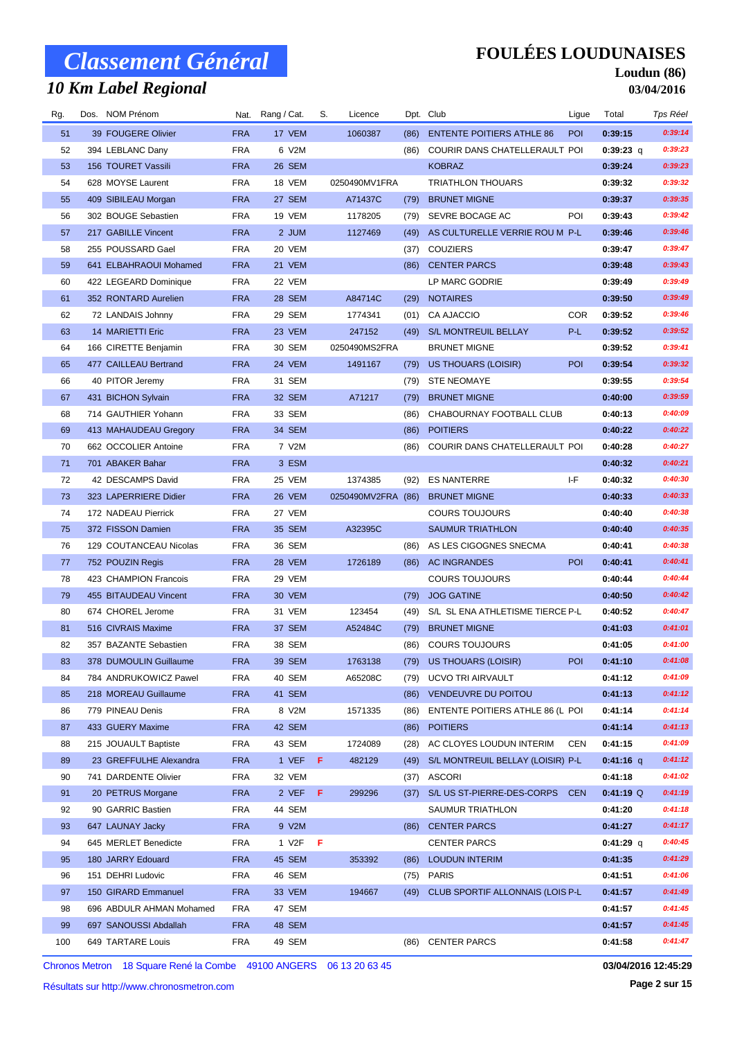# Classement Général

## 10 Km Label Regional

# FOULÉES LOUDUNAISES

**Loudun (86)**

**03/04/2016**

| Rg. | Dos. | NOM Prénom | Nat. | Rang / Cat. | S. | Licence | Dpt. | Club | Ligue | Total | Tps Réel |
|---|---|---|---|---|---|---|---|---|---|---|---|
| 51 | 39 | FOUGERE Olivier | FRA | 17 VEM | | 1060387 | (86) | ENTENTE POITIERS ATHLE 86 | POI | 0:39:15 | 0:39:14 |
| 52 | 394 | LEBLANC Dany | FRA | 6 V2M | | | (86) | COURIR DANS CHATELLERAULT | POI | 0:39:23 q | 0:39:23 |
| 53 | 156 | TOURET Vassili | FRA | 26 SEM | | | | KOBRAZ | | 0:39:24 | 0:39:23 |
| 54 | 628 | MOYSE Laurent | FRA | 18 VEM | | 0250490MV1FRA | | TRIATHLON THOUARS | | 0:39:32 | 0:39:32 |
| 55 | 409 | SIBILEAU Morgan | FRA | 27 SEM | | A71437C | (79) | BRUNET MIGNE | | 0:39:37 | 0:39:35 |
| 56 | 302 | BOUGE Sebastien | FRA | 19 VEM | | 1178205 | (79) | SEVRE BOCAGE AC | POI | 0:39:43 | 0:39:42 |
| 57 | 217 | GABILLE Vincent | FRA | 2 JUM | | 1127469 | (49) | AS CULTURELLE VERRIE ROU M | P-L | 0:39:46 | 0:39:46 |
| 58 | 255 | POUSSARD Gael | FRA | 20 VEM | | | (37) | COUZIERS | | 0:39:47 | 0:39:47 |
| 59 | 641 | ELBAHRAOUI Mohamed | FRA | 21 VEM | | | (86) | CENTER PARCS | | 0:39:48 | 0:39:43 |
| 60 | 422 | LEGEARD Dominique | FRA | 22 VEM | | | | LP MARC GODRIE | | 0:39:49 | 0:39:49 |
| 61 | 352 | RONTARD Aurelien | FRA | 28 SEM | | A84714C | (29) | NOTAIRES | | 0:39:50 | 0:39:49 |
| 62 | 72 | LANDAIS Johnny | FRA | 29 SEM | | 1774341 | (01) | CA AJACCIO | COR | 0:39:52 | 0:39:46 |
| 63 | 14 | MARIETTI Eric | FRA | 23 VEM | | 247152 | (49) | S/L MONTREUIL BELLAY | P-L | 0:39:52 | 0:39:52 |
| 64 | 166 | CIRETTE Benjamin | FRA | 30 SEM | | 0250490MS2FRA | | BRUNET MIGNE | | 0:39:52 | 0:39:41 |
| 65 | 477 | CAILLEAU Bertrand | FRA | 24 VEM | | 1491167 | (79) | US THOUARS (LOISIR) | POI | 0:39:54 | 0:39:32 |
| 66 | 40 | PITOR Jeremy | FRA | 31 SEM | | | (79) | STE NEOMAYE | | 0:39:55 | 0:39:54 |
| 67 | 431 | BICHON Sylvain | FRA | 32 SEM | | A71217 | (79) | BRUNET MIGNE | | 0:40:00 | 0:39:59 |
| 68 | 714 | GAUTHIER Yohann | FRA | 33 SEM | | | (86) | CHABOURNAY FOOTBALL CLUB | | 0:40:13 | 0:40:09 |
| 69 | 413 | MAHAUDEAU Gregory | FRA | 34 SEM | | | (86) | POITIERS | | 0:40:22 | 0:40:22 |
| 70 | 662 | OCCOLIER Antoine | FRA | 7 V2M | | | (86) | COURIR DANS CHATELLERAULT | POI | 0:40:28 | 0:40:27 |
| 71 | 701 | ABAKER Bahar | FRA | 3 ESM | | | | | | 0:40:32 | 0:40:21 |
| 72 | 42 | DESCAMPS David | FRA | 25 VEM | | 1374385 | (92) | ES NANTERRE | I-F | 0:40:32 | 0:40:30 |
| 73 | 323 | LAPERRIERE Didier | FRA | 26 VEM | | 0250490MV2FRA | (86) | BRUNET MIGNE | | 0:40:33 | 0:40:33 |
| 74 | 172 | NADEAU Pierrick | FRA | 27 VEM | | | | COURS TOUJOURS | | 0:40:40 | 0:40:38 |
| 75 | 372 | FISSON Damien | FRA | 35 SEM | | A32395C | | SAUMUR TRIATHLON | | 0:40:40 | 0:40:35 |
| 76 | 129 | COUTANCEAU Nicolas | FRA | 36 SEM | | | (86) | AS LES CIGOGNES SNECMA | | 0:40:41 | 0:40:38 |
| 77 | 752 | POUZIN Regis | FRA | 28 VEM | | 1726189 | (86) | AC INGRANDES | POI | 0:40:41 | 0:40:41 |
| 78 | 423 | CHAMPION Francois | FRA | 29 VEM | | | | COURS TOUJOURS | | 0:40:44 | 0:40:44 |
| 79 | 455 | BITAUDEAU Vincent | FRA | 30 VEM | | | (79) | JOG GATINE | | 0:40:50 | 0:40:42 |
| 80 | 674 | CHOREL Jerome | FRA | 31 VEM | | 123454 | (49) | S/L SL ENA ATHLETISME TIERCE | P-L | 0:40:52 | 0:40:47 |
| 81 | 516 | CIVRAIS Maxime | FRA | 37 SEM | | A52484C | (79) | BRUNET MIGNE | | 0:41:03 | 0:41:01 |
| 82 | 357 | BAZANTE Sebastien | FRA | 38 SEM | | | (86) | COURS TOUJOURS | | 0:41:05 | 0:41:00 |
| 83 | 378 | DUMOULIN Guillaume | FRA | 39 SEM | | 1763138 | (79) | US THOUARS (LOISIR) | POI | 0:41:10 | 0:41:08 |
| 84 | 784 | ANDRUKOWICZ Pawel | FRA | 40 SEM | | A65208C | (79) | UCVO TRI AIRVAULT | | 0:41:12 | 0:41:09 |
| 85 | 218 | MOREAU Guillaume | FRA | 41 SEM | | | (86) | VENDEUVRE DU POITOU | | 0:41:13 | 0:41:12 |
| 86 | 779 | PINEAU Denis | FRA | 8 V2M | | 1571335 | (86) | ENTENTE POITIERS ATHLE 86 (L | POI | 0:41:14 | 0:41:14 |
| 87 | 433 | GUERY Maxime | FRA | 42 SEM | | | (86) | POITIERS | | 0:41:14 | 0:41:13 |
| 88 | 215 | JOUAULT Baptiste | FRA | 43 SEM | | 1724089 | (28) | AC CLOYES LOUDUN INTERIM | CEN | 0:41:15 | 0:41:09 |
| 89 | 23 | GREFFULHE Alexandra | FRA | 1 VEF | F | 482129 | (49) | S/L MONTREUIL BELLAY (LOISIR) | P-L | 0:41:16 q | 0:41:12 |
| 90 | 741 | DARDENTE Olivier | FRA | 32 VEM | | | (37) | ASCORI | | 0:41:18 | 0:41:02 |
| 91 | 20 | PETRUS Morgane | FRA | 2 VEF | F | 299296 | (37) | S/L US ST-PIERRE-DES-CORPS | CEN | 0:41:19 Q | 0:41:19 |
| 92 | 90 | GARRIC Bastien | FRA | 44 SEM | | | | SAUMUR TRIATHLON | | 0:41:20 | 0:41:18 |
| 93 | 647 | LAUNAY Jacky | FRA | 9 V2M | | | (86) | CENTER PARCS | | 0:41:27 | 0:41:17 |
| 94 | 645 | MERLET Benedicte | FRA | 1 V2F | F | | | CENTER PARCS | | 0:41:29 q | 0:40:45 |
| 95 | 180 | JARRY Edouard | FRA | 45 SEM | | 353392 | (86) | LOUDUN INTERIM | | 0:41:35 | 0:41:29 |
| 96 | 151 | DEHRI Ludovic | FRA | 46 SEM | | | (75) | PARIS | | 0:41:51 | 0:41:06 |
| 97 | 150 | GIRARD Emmanuel | FRA | 33 VEM | | 194667 | (49) | CLUB SPORTIF ALLONNAIS (LOIS | P-L | 0:41:57 | 0:41:49 |
| 98 | 696 | ABDULR AHMAN Mohamed | FRA | 47 SEM | | | | | | 0:41:57 | 0:41:45 |
| 99 | 697 | SANOUSSI Abdallah | FRA | 48 SEM | | | | | | 0:41:57 | 0:41:45 |
| 100 | 649 | TARTARE Louis | FRA | 49 SEM | | | (86) | CENTER PARCS | | 0:41:58 | 0:41:47 |

Chronos Metron 18 Square René la Combe 49100 ANGERS 06 13 20 63 45

Résultats sur http://www.chronosmetron.com

**03/04/2016 12:45:29**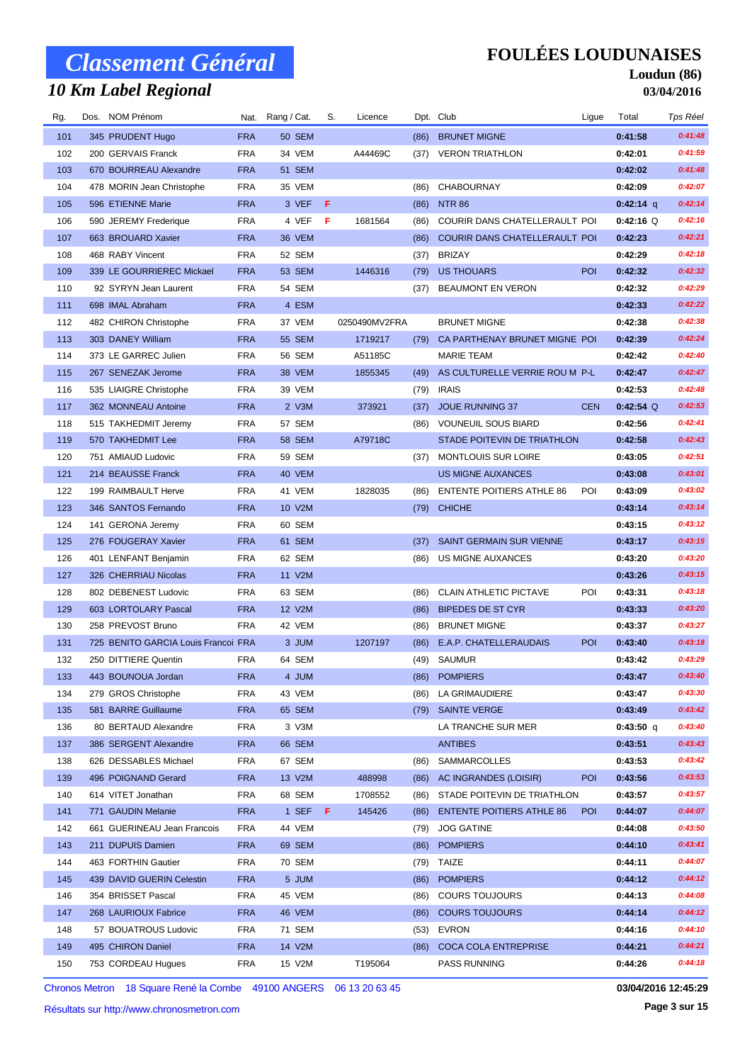# Classement Général

## 10 Km Label Regional

**FOULÉES LOUDUNAISES**

**Loudun (86)**

**03/04/2016**

| Rg. | Dos. | NOM Prénom | Nat. | Rang / Cat. | S. | Licence | Dpt. | Club | Ligue | Total | Tps Réel |
|---|---|---|---|---|---|---|---|---|---|---|---|
| 101 | 345 | PRUDENT Hugo | FRA | 50 SEM | | | (86) | BRUNET MIGNE | | 0:41:58 | 0:41:48 |
| 102 | 200 | GERVAIS Franck | FRA | 34 VEM | | A44469C | (37) | VERON TRIATHLON | | 0:42:01 | 0:41:59 |
| 103 | 670 | BOURREAU Alexandre | FRA | 51 SEM | | | | | | 0:42:02 | 0:41:48 |
| 104 | 478 | MORIN Jean Christophe | FRA | 35 VEM | | | (86) | CHABOURNAY | | 0:42:09 | 0:42:07 |
| 105 | 596 | ETIENNE Marie | FRA | 3 VEF | F | | (86) | NTR 86 | | 0:42:14 q | 0:42:14 |
| 106 | 590 | JEREMY Frederique | FRA | 4 VEF | F | 1681564 | (86) | COURIR DANS CHATELLERAULT | POI | 0:42:16 Q | 0:42:16 |
| 107 | 663 | BROUARD Xavier | FRA | 36 VEM | | | (86) | COURIR DANS CHATELLERAULT | POI | 0:42:23 | 0:42:21 |
| 108 | 468 | RABY Vincent | FRA | 52 SEM | | | (37) | BRIZAY | | 0:42:29 | 0:42:18 |
| 109 | 339 | LE GOURRIEREC Mickael | FRA | 53 SEM | | 1446316 | (79) | US THOUARS | POI | 0:42:32 | 0:42:32 |
| 110 | 92 | SYRYN Jean Laurent | FRA | 54 SEM | | | (37) | BEAUMONT EN VERON | | 0:42:32 | 0:42:29 |
| 111 | 698 | IMAL Abraham | FRA | 4 ESM | | | | | | 0:42:33 | 0:42:22 |
| 112 | 482 | CHIRON Christophe | FRA | 37 VEM | | 0250490MV2FRA | | BRUNET MIGNE | | 0:42:38 | 0:42:38 |
| 113 | 303 | DANEY William | FRA | 55 SEM | | 1719217 | (79) | CA PARTHENAY BRUNET MIGNE | POI | 0:42:39 | 0:42:24 |
| 114 | 373 | LE GARREC Julien | FRA | 56 SEM | | A51185C | | MARIE TEAM | | 0:42:42 | 0:42:40 |
| 115 | 267 | SENEZAK Jerome | FRA | 38 VEM | | 1855345 | (49) | AS CULTURELLE VERRIE ROU M | P-L | 0:42:47 | 0:42:47 |
| 116 | 535 | LIAIGRE Christophe | FRA | 39 VEM | | | (79) | IRAIS | | 0:42:53 | 0:42:48 |
| 117 | 362 | MONNEAU Antoine | FRA | 2 V3M | | 373921 | (37) | JOUE RUNNING 37 | CEN | 0:42:54 Q | 0:42:53 |
| 118 | 515 | TAKHEDMIT Jeremy | FRA | 57 SEM | | | (86) | VOUNEUIL SOUS BIARD | | 0:42:56 | 0:42:41 |
| 119 | 570 | TAKHEDMIT Lee | FRA | 58 SEM | | A79718C | | STADE POITEVIN DE TRIATHLON | | 0:42:58 | 0:42:43 |
| 120 | 751 | AMIAUD Ludovic | FRA | 59 SEM | | | (37) | MONTLOUIS SUR LOIRE | | 0:43:05 | 0:42:51 |
| 121 | 214 | BEAUSSE Franck | FRA | 40 VEM | | | | US MIGNE AUXANCES | | 0:43:08 | 0:43:01 |
| 122 | 199 | RAIMBAULT Herve | FRA | 41 VEM | | 1828035 | (86) | ENTENTE POITIERS ATHLE 86 | POI | 0:43:09 | 0:43:02 |
| 123 | 346 | SANTOS Fernando | FRA | 10 V2M | | | (79) | CHICHE | | 0:43:14 | 0:43:14 |
| 124 | 141 | GERONA Jeremy | FRA | 60 SEM | | | | | | 0:43:15 | 0:43:12 |
| 125 | 276 | FOUGERAY Xavier | FRA | 61 SEM | | | (37) | SAINT GERMAIN SUR VIENNE | | 0:43:17 | 0:43:15 |
| 126 | 401 | LENFANT Benjamin | FRA | 62 SEM | | | (86) | US MIGNE AUXANCES | | 0:43:20 | 0:43:20 |
| 127 | 326 | CHERRIAU Nicolas | FRA | 11 V2M | | | | | | 0:43:26 | 0:43:15 |
| 128 | 802 | DEBENEST Ludovic | FRA | 63 SEM | | | (86) | CLAIN ATHLETIC PICTAVE | POI | 0:43:31 | 0:43:18 |
| 129 | 603 | LORTOLARY Pascal | FRA | 12 V2M | | | (86) | BIPEDES DE ST CYR | | 0:43:33 | 0:43:20 |
| 130 | 258 | PREVOST Bruno | FRA | 42 VEM | | | (86) | BRUNET MIGNE | | 0:43:37 | 0:43:27 |
| 131 | 725 | BENITO GARCIA Louis Francoi | FRA | 3 JUM | | 1207197 | (86) | E.A.P. CHATELLERAUDAIS | POI | 0:43:40 | 0:43:18 |
| 132 | 250 | DITTIERE Quentin | FRA | 64 SEM | | | (49) | SAUMUR | | 0:43:42 | 0:43:29 |
| 133 | 443 | BOUNOUA Jordan | FRA | 4 JUM | | | (86) | POMPIERS | | 0:43:47 | 0:43:40 |
| 134 | 279 | GROS Christophe | FRA | 43 VEM | | | (86) | LA GRIMAUDIERE | | 0:43:47 | 0:43:30 |
| 135 | 581 | BARRE Guillaume | FRA | 65 SEM | | | (79) | SAINTE VERGE | | 0:43:49 | 0:43:42 |
| 136 | 80 | BERTAUD Alexandre | FRA | 3 V3M | | | | LA TRANCHE SUR MER | | 0:43:50 q | 0:43:40 |
| 137 | 386 | SERGENT Alexandre | FRA | 66 SEM | | | | ANTIBES | | 0:43:51 | 0:43:43 |
| 138 | 626 | DESSABLES Michael | FRA | 67 SEM | | | (86) | SAMMARCOLLES | | 0:43:53 | 0:43:42 |
| 139 | 496 | POIGNAND Gerard | FRA | 13 V2M | | 488998 | (86) | AC INGRANDES (LOISIR) | POI | 0:43:56 | 0:43:53 |
| 140 | 614 | VITET Jonathan | FRA | 68 SEM | | 1708552 | (86) | STADE POITEVIN DE TRIATHLON | | 0:43:57 | 0:43:57 |
| 141 | 771 | GAUDIN Melanie | FRA | 1 SEF | F | 145426 | (86) | ENTENTE POITIERS ATHLE 86 | POI | 0:44:07 | 0:44:07 |
| 142 | 661 | GUERINEAU Jean Francois | FRA | 44 VEM | | | (79) | JOG GATINE | | 0:44:08 | 0:43:50 |
| 143 | 211 | DUPUIS Damien | FRA | 69 SEM | | | (86) | POMPIERS | | 0:44:10 | 0:43:41 |
| 144 | 463 | FORTHIN Gautier | FRA | 70 SEM | | | (79) | TAIZE | | 0:44:11 | 0:44:07 |
| 145 | 439 | DAVID GUERIN Celestin | FRA | 5 JUM | | | (86) | POMPIERS | | 0:44:12 | 0:44:12 |
| 146 | 354 | BRISSET Pascal | FRA | 45 VEM | | | (86) | COURS TOUJOURS | | 0:44:13 | 0:44:08 |
| 147 | 268 | LAURIOUX Fabrice | FRA | 46 VEM | | | (86) | COURS TOUJOURS | | 0:44:14 | 0:44:12 |
| 148 | 57 | BOUATROUS Ludovic | FRA | 71 SEM | | | (53) | EVRON | | 0:44:16 | 0:44:10 |
| 149 | 495 | CHIRON Daniel | FRA | 14 V2M | | | (86) | COCA COLA ENTREPRISE | | 0:44:21 | 0:44:21 |
| 150 | 753 | CORDEAU Hugues | FRA | 15 V2M | | T195064 | | PASS RUNNING | | 0:44:26 | 0:44:18 |

Chronos Metron 18 Square René la Combe 49100 ANGERS 06 13 20 63 45

Résultats sur http://www.chronosmetron.com

03/04/2016 12:45:29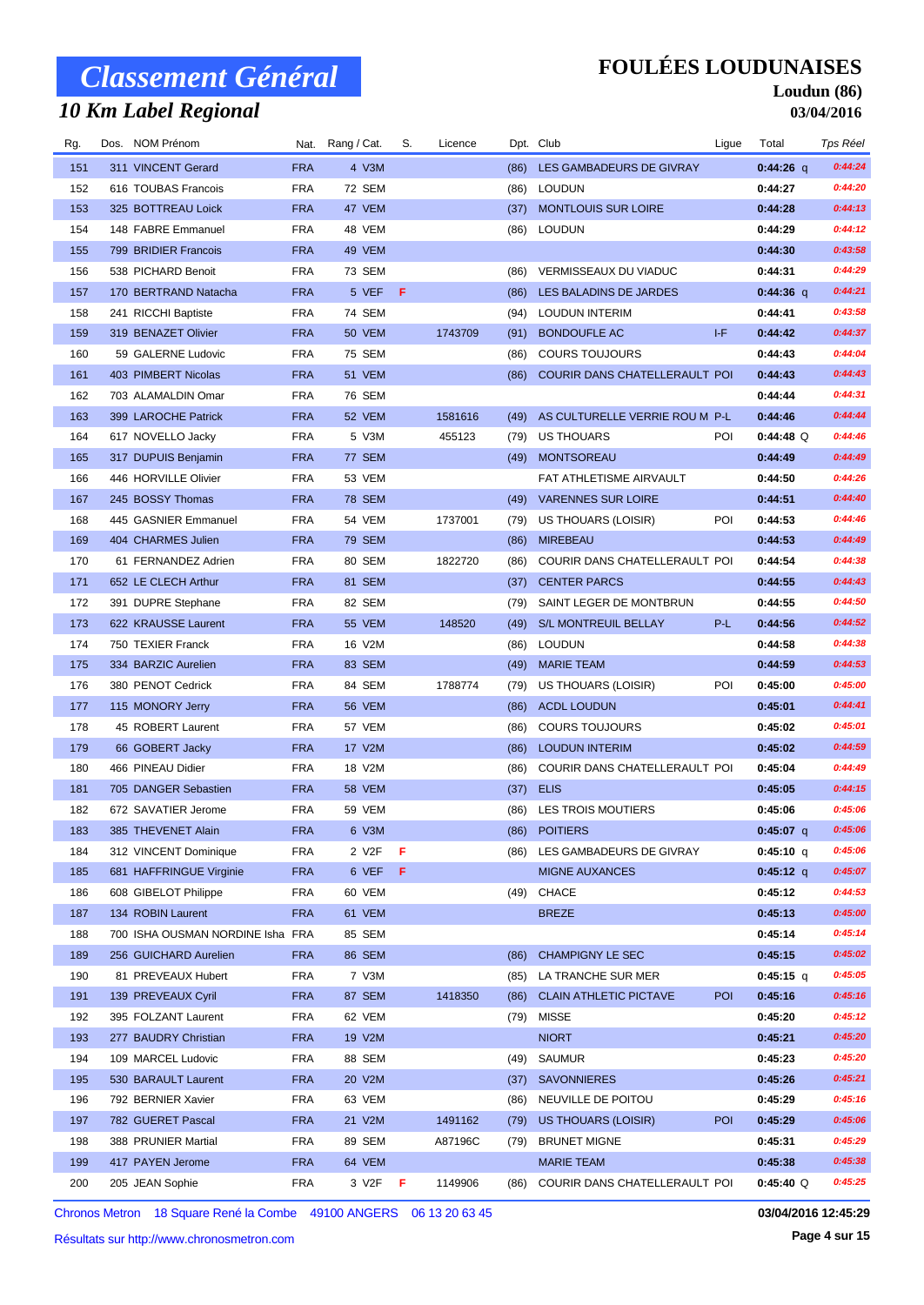# Classement Général

## 10 Km Label Regional

# FOULÉES LOUDUNAISES

**Loudun (86)**

**03/04/2016**

| Rg. | Dos. | NOM Prénom | Nat. | Rang / Cat. | S. | Licence | Dpt. | Club | Ligue | Total | Tps Réel |
|---|---|---|---|---|---|---|---|---|---|---|---|
| 151 | 311 | VINCENT Gerard | FRA | 4 V3M | | | (86) | LES GAMBADEURS DE GIVRAY | | 0:44:26 q | 0:44:24 |
| 152 | 616 | TOUBAS Francois | FRA | 72 SEM | | | (86) | LOUDUN | | 0:44:27 | 0:44:20 |
| 153 | 325 | BOTTREAU Loick | FRA | 47 VEM | | | (37) | MONTLOUIS SUR LOIRE | | 0:44:28 | 0:44:13 |
| 154 | 148 | FABRE Emmanuel | FRA | 48 VEM | | | (86) | LOUDUN | | 0:44:29 | 0:44:12 |
| 155 | 799 | BRIDIER Francois | FRA | 49 VEM | | | | | | 0:44:30 | 0:43:58 |
| 156 | 538 | PICHARD Benoit | FRA | 73 SEM | | | (86) | VERMISSEAUX DU VIADUC | | 0:44:31 | 0:44:29 |
| 157 | 170 | BERTRAND Natacha | FRA | 5 VEF | F | | (86) | LES BALADINS DE JARDES | | 0:44:36 q | 0:44:21 |
| 158 | 241 | RICCHI Baptiste | FRA | 74 SEM | | | (94) | LOUDUN INTERIM | | 0:44:41 | 0:43:58 |
| 159 | 319 | BENAZET Olivier | FRA | 50 VEM | | 1743709 | (91) | BONDOUFLE AC | I-F | 0:44:42 | 0:44:37 |
| 160 | 59 | GALERNE Ludovic | FRA | 75 SEM | | | (86) | COURS TOUJOURS | | 0:44:43 | 0:44:04 |
| 161 | 403 | PIMBERT Nicolas | FRA | 51 VEM | | | (86) | COURIR DANS CHATELLERAULT | POI | 0:44:43 | 0:44:43 |
| 162 | 703 | ALAMALDIN Omar | FRA | 76 SEM | | | | | | 0:44:44 | 0:44:31 |
| 163 | 399 | LAROCHE Patrick | FRA | 52 VEM | | 1581616 | (49) | AS CULTURELLE VERRIE ROU M | P-L | 0:44:46 | 0:44:44 |
| 164 | 617 | NOVELLO Jacky | FRA | 5 V3M | | 455123 | (79) | US THOUARS | POI | 0:44:48 Q | 0:44:46 |
| 165 | 317 | DUPUIS Benjamin | FRA | 77 SEM | | | (49) | MONTSOREAU | | 0:44:49 | 0:44:49 |
| 166 | 446 | HORVILLE Olivier | FRA | 53 VEM | | | | FAT ATHLETISME AIRVAULT | | 0:44:50 | 0:44:26 |
| 167 | 245 | BOSSY Thomas | FRA | 78 SEM | | | (49) | VARENNES SUR LOIRE | | 0:44:51 | 0:44:40 |
| 168 | 445 | GASNIER Emmanuel | FRA | 54 VEM | | 1737001 | (79) | US THOUARS (LOISIR) | POI | 0:44:53 | 0:44:46 |
| 169 | 404 | CHARMES Julien | FRA | 79 SEM | | | (86) | MIREBEAU | | 0:44:53 | 0:44:49 |
| 170 | 61 | FERNANDEZ Adrien | FRA | 80 SEM | | 1822720 | (86) | COURIR DANS CHATELLERAULT | POI | 0:44:54 | 0:44:38 |
| 171 | 652 | LE CLECH Arthur | FRA | 81 SEM | | | (37) | CENTER PARCS | | 0:44:55 | 0:44:43 |
| 172 | 391 | DUPRE Stephane | FRA | 82 SEM | | | (79) | SAINT LEGER DE MONTBRUN | | 0:44:55 | 0:44:50 |
| 173 | 622 | KRAUSSE Laurent | FRA | 55 VEM | | 148520 | (49) | S/L MONTREUIL BELLAY | P-L | 0:44:56 | 0:44:52 |
| 174 | 750 | TEXIER Franck | FRA | 16 V2M | | | (86) | LOUDUN | | 0:44:58 | 0:44:38 |
| 175 | 334 | BARZIC Aurelien | FRA | 83 SEM | | | (49) | MARIE TEAM | | 0:44:59 | 0:44:53 |
| 176 | 380 | PENOT Cedrick | FRA | 84 SEM | | 1788774 | (79) | US THOUARS (LOISIR) | POI | 0:45:00 | 0:45:00 |
| 177 | 115 | MONORY Jerry | FRA | 56 VEM | | | (86) | ACDL LOUDUN | | 0:45:01 | 0:44:41 |
| 178 | 45 | ROBERT Laurent | FRA | 57 VEM | | | (86) | COURS TOUJOURS | | 0:45:02 | 0:45:01 |
| 179 | 66 | GOBERT Jacky | FRA | 17 V2M | | | (86) | LOUDUN INTERIM | | 0:45:02 | 0:44:59 |
| 180 | 466 | PINEAU Didier | FRA | 18 V2M | | | (86) | COURIR DANS CHATELLERAULT | POI | 0:45:04 | 0:44:49 |
| 181 | 705 | DANGER Sebastien | FRA | 58 VEM | | | (37) | ELIS | | 0:45:05 | 0:44:15 |
| 182 | 672 | SAVATIER Jerome | FRA | 59 VEM | | | (86) | LES TROIS MOUTIERS | | 0:45:06 | 0:45:06 |
| 183 | 385 | THEVENET Alain | FRA | 6 V3M | | | (86) | POITIERS | | 0:45:07 q | 0:45:06 |
| 184 | 312 | VINCENT Dominique | FRA | 2 V2F | F | | (86) | LES GAMBADEURS DE GIVRAY | | 0:45:10 q | 0:45:06 |
| 185 | 681 | HAFFRINGUE Virginie | FRA | 6 VEF | F | | | MIGNE AUXANCES | | 0:45:12 q | 0:45:07 |
| 186 | 608 | GIBELOT Philippe | FRA | 60 VEM | | | (49) | CHACE | | 0:45:12 | 0:44:53 |
| 187 | 134 | ROBIN Laurent | FRA | 61 VEM | | | | BREZE | | 0:45:13 | 0:45:00 |
| 188 | 700 | ISHA OUSMAN NORDINE Isha | FRA | 85 SEM | | | | | | 0:45:14 | 0:45:14 |
| 189 | 256 | GUICHARD Aurelien | FRA | 86 SEM | | | (86) | CHAMPIGNY LE SEC | | 0:45:15 | 0:45:02 |
| 190 | 81 | PREVEAUX Hubert | FRA | 7 V3M | | | (85) | LA TRANCHE SUR MER | | 0:45:15 q | 0:45:05 |
| 191 | 139 | PREVEAUX Cyril | FRA | 87 SEM | | 1418350 | (86) | CLAIN ATHLETIC PICTAVE | POI | 0:45:16 | 0:45:16 |
| 192 | 395 | FOLZANT Laurent | FRA | 62 VEM | | | (79) | MISSE | | 0:45:20 | 0:45:12 |
| 193 | 277 | BAUDRY Christian | FRA | 19 V2M | | | | NIORT | | 0:45:21 | 0:45:20 |
| 194 | 109 | MARCEL Ludovic | FRA | 88 SEM | | | (49) | SAUMUR | | 0:45:23 | 0:45:20 |
| 195 | 530 | BARAULT Laurent | FRA | 20 V2M | | | (37) | SAVONNIERES | | 0:45:26 | 0:45:21 |
| 196 | 792 | BERNIER Xavier | FRA | 63 VEM | | | (86) | NEUVILLE DE POITOU | | 0:45:29 | 0:45:16 |
| 197 | 782 | GUERET Pascal | FRA | 21 V2M | | 1491162 | (79) | US THOUARS (LOISIR) | POI | 0:45:29 | 0:45:06 |
| 198 | 388 | PRUNIER Martial | FRA | 89 SEM | | A87196C | (79) | BRUNET MIGNE | | 0:45:31 | 0:45:29 |
| 199 | 417 | PAYEN Jerome | FRA | 64 VEM | | | | MARIE TEAM | | 0:45:38 | 0:45:38 |
| 200 | 205 | JEAN Sophie | FRA | 3 V2F | F | 1149906 | (86) | COURIR DANS CHATELLERAULT | POI | 0:45:40 Q | 0:45:25 |

Chronos Metron 18 Square René la Combe 49100 ANGERS 06 13 20 63 45

Résultats sur http://www.chronosmetron.com

03/04/2016 12:45:29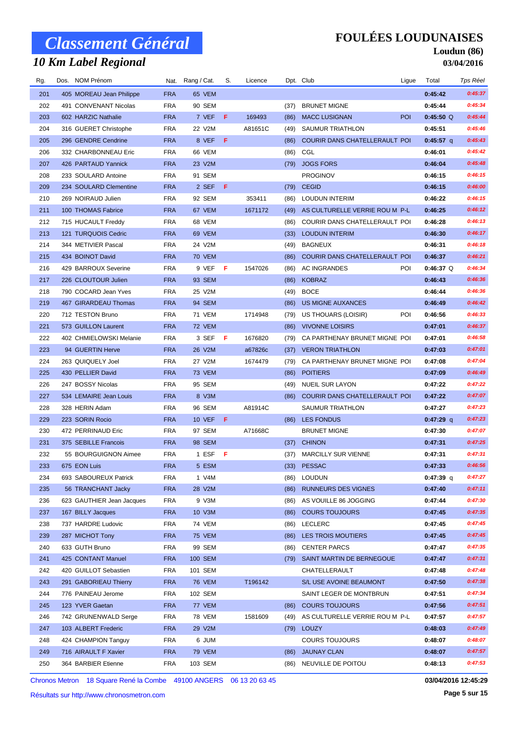# Classement Général

## 10 Km Label Regional

**FOULÉES LOUDUNAISES**

**Loudun (86)**

**03/04/2016**

| Rg. | Dos. | NOM Prénom | Nat. | Rang / Cat. | S. | Licence | Dpt. | Club | Ligue | Total | Tps Réel |
|---|---|---|---|---|---|---|---|---|---|---|---|
| 201 | 405 | MOREAU Jean Philippe | FRA | 65 VEM | | | | | | 0:45:42 | 0:45:37 |
| 202 | 491 | CONVENANT Nicolas | FRA | 90 SEM | | | (37) | BRUNET MIGNE | | 0:45:44 | 0:45:34 |
| 203 | 602 | HARZIC Nathalie | FRA | 7 VEF | F | 169493 | (86) | MACC LUSIGNAN | POI | 0:45:50 Q | 0:45:44 |
| 204 | 316 | GUERET Christophe | FRA | 22 V2M | | A81651C | (49) | SAUMUR TRIATHLON | | 0:45:51 | 0:45:46 |
| 205 | 296 | GENDRE Cendrine | FRA | 8 VEF | F | | (86) | COURIR DANS CHATELLERAULT | POI | 0:45:57 q | 0:45:43 |
| 206 | 332 | CHARBONNEAU Eric | FRA | 66 VEM | | | (86) | CGL | | 0:46:01 | 0:45:42 |
| 207 | 426 | PARTAUD Yannick | FRA | 23 V2M | | | (79) | JOGS FORS | | 0:46:04 | 0:45:48 |
| 208 | 233 | SOULARD Antoine | FRA | 91 SEM | | | | PROGINOV | | 0:46:15 | 0:46:15 |
| 209 | 234 | SOULARD Clementine | FRA | 2 SEF | F | | (79) | CEGID | | 0:46:15 | 0:46:00 |
| 210 | 269 | NOIRAUD Julien | FRA | 92 SEM | | 353411 | (86) | LOUDUN INTERIM | | 0:46:22 | 0:46:15 |
| 211 | 100 | THOMAS Fabrice | FRA | 67 VEM | | 1671172 | (49) | AS CULTURELLE VERRIE ROU M | P-L | 0:46:25 | 0:46:12 |
| 212 | 715 | HUCAULT Freddy | FRA | 68 VEM | | | (86) | COURIR DANS CHATELLERAULT | POI | 0:46:28 | 0:46:13 |
| 213 | 121 | TURQUOIS Cedric | FRA | 69 VEM | | | (33) | LOUDUN INTERIM | | 0:46:30 | 0:46:17 |
| 214 | 344 | METIVIER Pascal | FRA | 24 V2M | | | (49) | BAGNEUX | | 0:46:31 | 0:46:18 |
| 215 | 434 | BOINOT David | FRA | 70 VEM | | | (86) | COURIR DANS CHATELLERAULT | POI | 0:46:37 | 0:46:21 |
| 216 | 429 | BARROUX Severine | FRA | 9 VEF | F | 1547026 | (86) | AC INGRANDES | POI | 0:46:37 Q | 0:46:34 |
| 217 | 226 | CLOUTOUR Julien | FRA | 93 SEM | | | (86) | KOBRAZ | | 0:46:43 | 0:46:36 |
| 218 | 790 | COCARD Jean Yves | FRA | 25 V2M | | | (49) | BOCE | | 0:46:44 | 0:46:36 |
| 219 | 467 | GIRARDEAU Thomas | FRA | 94 SEM | | | (86) | US MIGNE AUXANCES | | 0:46:49 | 0:46:42 |
| 220 | 712 | TESTON Bruno | FRA | 71 VEM | | 1714948 | (79) | US THOUARS (LOISIR) | POI | 0:46:56 | 0:46:33 |
| 221 | 573 | GUILLON Laurent | FRA | 72 VEM | | | (86) | VIVONNE LOISIRS | | 0:47:01 | 0:46:37 |
| 222 | 402 | CHMIELOWSKI Melanie | FRA | 3 SEF | F | 1676820 | (79) | CA PARTHENAY BRUNET MIGNE | POI | 0:47:01 | 0:46:58 |
| 223 | 94 | GUERTIN Herve | FRA | 26 V2M | | a67826c | (37) | VERON TRIATHLON | | 0:47:03 | 0:47:01 |
| 224 | 263 | QUIQUELY Joel | FRA | 27 V2M | | 1674479 | (79) | CA PARTHENAY BRUNET MIGNE | POI | 0:47:08 | 0:47:04 |
| 225 | 430 | PELLIER David | FRA | 73 VEM | | | (86) | POITIERS | | 0:47:09 | 0:46:49 |
| 226 | 247 | BOSSY Nicolas | FRA | 95 SEM | | | (49) | NUEIL SUR LAYON | | 0:47:22 | 0:47:22 |
| 227 | 534 | LEMAIRE Jean Louis | FRA | 8 V3M | | | (86) | COURIR DANS CHATELLERAULT | POI | 0:47:22 | 0:47:07 |
| 228 | 328 | HERIN Adam | FRA | 96 SEM | | A81914C | | SAUMUR TRIATHLON | | 0:47:27 | 0:47:23 |
| 229 | 223 | SORIN Rocio | FRA | 10 VEF | F | | (86) | LES FONDUS | | 0:47:29 q | 0:47:23 |
| 230 | 472 | PERRINAUD Eric | FRA | 97 SEM | | A71668C | | BRUNET MIGNE | | 0:47:30 | 0:47:07 |
| 231 | 375 | SEBILLE Francois | FRA | 98 SEM | | | (37) | CHINON | | 0:47:31 | 0:47:25 |
| 232 | 55 | BOURGUIGNON Aimee | FRA | 1 ESF | F | | (37) | MARCILLY SUR VIENNE | | 0:47:31 | 0:47:31 |
| 233 | 675 | EON Luis | FRA | 5 ESM | | | (33) | PESSAC | | 0:47:33 | 0:46:56 |
| 234 | 693 | SABOUREUX Patrick | FRA | 1 V4M | | | (86) | LOUDUN | | 0:47:39 q | 0:47:27 |
| 235 | 56 | TRANCHANT Jacky | FRA | 28 V2M | | | (86) | RUNNEURS DES VIGNES | | 0:47:40 | 0:47:11 |
| 236 | 623 | GAUTHIER Jean Jacques | FRA | 9 V3M | | | (86) | AS VOUILLE 86 JOGGING | | 0:47:44 | 0:47:30 |
| 237 | 167 | BILLY Jacques | FRA | 10 V3M | | | (86) | COURS TOUJOURS | | 0:47:45 | 0:47:35 |
| 238 | 737 | HARDRE Ludovic | FRA | 74 VEM | | | (86) | LECLERC | | 0:47:45 | 0:47:45 |
| 239 | 287 | MICHOT Tony | FRA | 75 VEM | | | (86) | LES TROIS MOUTIERS | | 0:47:45 | 0:47:45 |
| 240 | 633 | GUTH Bruno | FRA | 99 SEM | | | (86) | CENTER PARCS | | 0:47:47 | 0:47:35 |
| 241 | 425 | CONTANT Manuel | FRA | 100 SEM | | | (79) | SAINT MARTIN DE BERNEGOUE | | 0:47:47 | 0:47:31 |
| 242 | 420 | GUILLOT Sebastien | FRA | 101 SEM | | | | CHATELLERAULT | | 0:47:48 | 0:47:48 |
| 243 | 291 | GABORIEAU Thierry | FRA | 76 VEM | | T196142 | | S/L USE AVOINE BEAUMONT | | 0:47:50 | 0:47:38 |
| 244 | 776 | PAINEAU Jerome | FRA | 102 SEM | | | | SAINT LEGER DE MONTBRUN | | 0:47:51 | 0:47:34 |
| 245 | 123 | YVER Gaetan | FRA | 77 VEM | | | (86) | COURS TOUJOURS | | 0:47:56 | 0:47:51 |
| 246 | 742 | GRUNENWALD Serge | FRA | 78 VEM | | 1581609 | (49) | AS CULTURELLE VERRIE ROU M | P-L | 0:47:57 | 0:47:57 |
| 247 | 103 | ALBERT Frederic | FRA | 29 V2M | | | (79) | LOUZY | | 0:48:03 | 0:47:49 |
| 248 | 424 | CHAMPION Tanguy | FRA | 6 JUM | | | | COURS TOUJOURS | | 0:48:07 | 0:48:07 |
| 249 | 716 | AIRAULT F Xavier | FRA | 79 VEM | | | (86) | JAUNAY CLAN | | 0:48:07 | 0:47:57 |
| 250 | 364 | BARBIER Etienne | FRA | 103 SEM | | | (86) | NEUVILLE DE POITOU | | 0:48:13 | 0:47:53 |

Chronos Metron 18 Square René la Combe 49100 ANGERS 06 13 20 63 45

Résultats sur http://www.chronosmetron.com

03/04/2016 12:45:29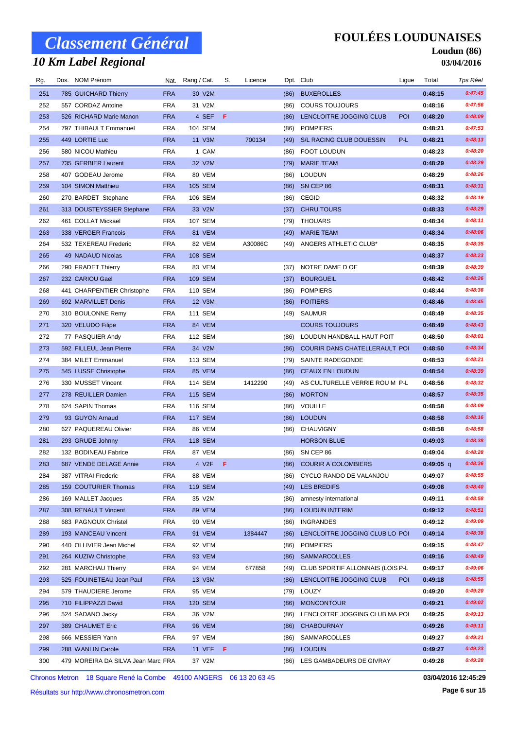# Classement Général

## 10 Km Label Regional

# FOULÉES LOUDUNAISES

### Loudun (86)

### 03/04/2016

| Rg. | Dos. | NOM Prénom | Nat. | Rang / Cat. | S. | Licence | Dpt. | Club | Ligue | Total | Tps Réel |
|---|---|---|---|---|---|---|---|---|---|---|---|
| 251 | 785 | GUICHARD Thierry | FRA | 30 V2M | | | (86) | BUXEROLLES | | 0:48:15 | 0:47:45 |
| 252 | 557 | CORDAZ Antoine | FRA | 31 V2M | | | (86) | COURS TOUJOURS | | 0:48:16 | 0:47:56 |
| 253 | 526 | RICHARD Marie Manon | FRA | 4 SEF | F | | (86) | LENCLOITRE JOGGING CLUB | POI | 0:48:20 | 0:48:09 |
| 254 | 797 | THIBAULT Emmanuel | FRA | 104 SEM | | | (86) | POMPIERS | | 0:48:21 | 0:47:53 |
| 255 | 449 | LORTIE Luc | FRA | 11 V3M | | 700134 | (49) | S/L RACING CLUB DOUESSIN | P-L | 0:48:21 | 0:48:13 |
| 256 | 580 | NICOU Mathieu | FRA | 1 CAM | | | (86) | FOOT LOUDUN | | 0:48:23 | 0:48:20 |
| 257 | 735 | GERBIER Laurent | FRA | 32 V2M | | | (79) | MARIE TEAM | | 0:48:29 | 0:48:29 |
| 258 | 407 | GODEAU Jerome | FRA | 80 VEM | | | (86) | LOUDUN | | 0:48:29 | 0:48:26 |
| 259 | 104 | SIMON Matthieu | FRA | 105 SEM | | | (86) | SN CEP 86 | | 0:48:31 | 0:48:31 |
| 260 | 270 | BARDET Stephane | FRA | 106 SEM | | | (86) | CEGID | | 0:48:32 | 0:48:19 |
| 261 | 313 | DOUSTEYSSIER Stephane | FRA | 33 V2M | | | (37) | CHRU TOURS | | 0:48:33 | 0:48:29 |
| 262 | 461 | COLLAT Mickael | FRA | 107 SEM | | | (79) | THOUARS | | 0:48:34 | 0:48:11 |
| 263 | 338 | VERGER Francois | FRA | 81 VEM | | | (49) | MARIE TEAM | | 0:48:34 | 0:48:06 |
| 264 | 532 | TEXEREAU Frederic | FRA | 82 VEM | | A30086C | (49) | ANGERS ATHLETIC CLUB* | | 0:48:35 | 0:48:35 |
| 265 | 49 | NADAUD Nicolas | FRA | 108 SEM | | | | | | 0:48:37 | 0:48:23 |
| 266 | 290 | FRADET Thierry | FRA | 83 VEM | | | (37) | NOTRE DAME D OE | | 0:48:39 | 0:48:39 |
| 267 | 232 | CARIOU Gael | FRA | 109 SEM | | | (37) | BOURGUEIL | | 0:48:42 | 0:48:26 |
| 268 | 441 | CHARPENTIER Christophe | FRA | 110 SEM | | | (86) | POMPIERS | | 0:48:44 | 0:48:36 |
| 269 | 692 | MARVILLET Denis | FRA | 12 V3M | | | (86) | POITIERS | | 0:48:46 | 0:48:45 |
| 270 | 310 | BOULONNE Remy | FRA | 111 SEM | | | (49) | SAUMUR | | 0:48:49 | 0:48:35 |
| 271 | 320 | VELUDO Filipe | FRA | 84 VEM | | | | COURS TOUJOURS | | 0:48:49 | 0:48:43 |
| 272 | 77 | PASQUIER Andy | FRA | 112 SEM | | | (86) | LOUDUN HANDBALL HAUT POIT | | 0:48:50 | 0:48:01 |
| 273 | 592 | FILLEUL Jean Pierre | FRA | 34 V2M | | | (86) | COURIR DANS CHATELLERAULT | POI | 0:48:50 | 0:48:34 |
| 274 | 384 | MILET Emmanuel | FRA | 113 SEM | | | (79) | SAINTE RADEGONDE | | 0:48:53 | 0:48:21 |
| 275 | 545 | LUSSE Christophe | FRA | 85 VEM | | | (86) | CEAUX EN LOUDUN | | 0:48:54 | 0:48:39 |
| 276 | 330 | MUSSET Vincent | FRA | 114 SEM | | 1412290 | (49) | AS CULTURELLE VERRIE ROU M | P-L | 0:48:56 | 0:48:32 |
| 277 | 278 | REUILLER Damien | FRA | 115 SEM | | | (86) | MORTON | | 0:48:57 | 0:48:35 |
| 278 | 624 | SAPIN Thomas | FRA | 116 SEM | | | (86) | VOUILLE | | 0:48:58 | 0:48:09 |
| 279 | 93 | GUYON Arnaud | FRA | 117 SEM | | | (86) | LOUDUN | | 0:48:58 | 0:48:16 |
| 280 | 627 | PAQUEREAU Olivier | FRA | 86 VEM | | | (86) | CHAUVIGNY | | 0:48:58 | 0:48:58 |
| 281 | 293 | GRUDE Johnny | FRA | 118 SEM | | | | HORSON BLUE | | 0:49:03 | 0:48:38 |
| 282 | 132 | BODINEAU Fabrice | FRA | 87 VEM | | | (86) | SN CEP 86 | | 0:49:04 | 0:48:28 |
| 283 | 687 | VENDE DELAGE Annie | FRA | 4 V2F | F | | (86) | COURIR A COLOMBIERS | | 0:49:05 q | 0:48:36 |
| 284 | 387 | VITRAI Frederic | FRA | 88 VEM | | | (86) | CYCLO RANDO DE VALANJOU | | 0:49:07 | 0:48:55 |
| 285 | 159 | COUTURIER Thomas | FRA | 119 SEM | | | (49) | LES BREDIFS | | 0:49:08 | 0:48:40 |
| 286 | 169 | MALLET Jacques | FRA | 35 V2M | | | (86) | amnesty international | | 0:49:11 | 0:48:58 |
| 287 | 308 | RENAULT Vincent | FRA | 89 VEM | | | (86) | LOUDUN INTERIM | | 0:49:12 | 0:48:51 |
| 288 | 683 | PAGNOUX Christel | FRA | 90 VEM | | | (86) | INGRANDES | | 0:49:12 | 0:49:09 |
| 289 | 193 | MANCEAU Vincent | FRA | 91 VEM | | 1384447 | (86) | LENCLOITRE JOGGING CLUB LO | POI | 0:49:14 | 0:48:38 |
| 290 | 440 | OLLIVIER Jean Michel | FRA | 92 VEM | | | (86) | POMPIERS | | 0:49:15 | 0:48:47 |
| 291 | 264 | KUZIW Christophe | FRA | 93 VEM | | | (86) | SAMMARCOLLES | | 0:49:16 | 0:48:49 |
| 292 | 281 | MARCHAU Thierry | FRA | 94 VEM | | 677858 | (49) | CLUB SPORTIF ALLONNAIS (LOIS | P-L | 0:49:17 | 0:49:06 |
| 293 | 525 | FOUINETEAU Jean Paul | FRA | 13 V3M | | | (86) | LENCLOITRE JOGGING CLUB | POI | 0:49:18 | 0:48:55 |
| 294 | 579 | THAUDIERE Jerome | FRA | 95 VEM | | | (79) | LOUZY | | 0:49:20 | 0:49:20 |
| 295 | 710 | FILIPPAZZI David | FRA | 120 SEM | | | (86) | MONCONTOUR | | 0:49:21 | 0:49:02 |
| 296 | 524 | SADANO Jacky | FRA | 36 V2M | | | (86) | LENCLOITRE JOGGING CLUB MA | POI | 0:49:25 | 0:49:13 |
| 297 | 389 | CHAUMET Eric | FRA | 96 VEM | | | (86) | CHABOURNAY | | 0:49:26 | 0:49:11 |
| 298 | 666 | MESSIER Yann | FRA | 97 VEM | | | (86) | SAMMARCOLLES | | 0:49:27 | 0:49:21 |
| 299 | 288 | WANLIN Carole | FRA | 11 VEF | F | | (86) | LOUDUN | | 0:49:27 | 0:49:23 |
| 300 | 479 | MOREIRA DA SILVA Jean Marc | FRA | 37 V2M | | | (86) | LES GAMBADEURS DE GIVRAY | | 0:49:28 | 0:49:28 |

Chronos Metron 18 Square René la Combe 49100 ANGERS 06 13 20 63 45

Résultats sur http://www.chronosmetron.com

03/04/2016 12:45:29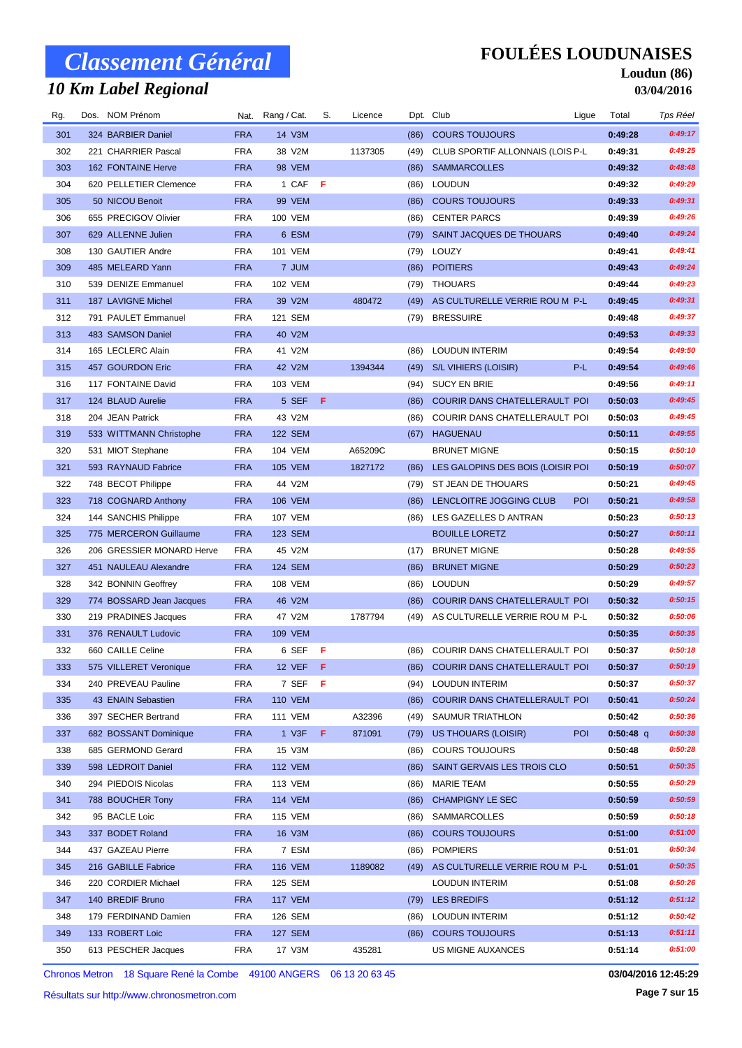# Classement Général

## 10 Km Label Regional

# FOULÉES LOUDUNAISES

**Loudun (86)**

**03/04/2016**

| Rg. | Dos. | NOM Prénom | Nat. | Rang / Cat. | S. | Licence | Dpt. | Club | Ligue | Total | Tps Réel |
|---|---|---|---|---|---|---|---|---|---|---|---|
| 301 | 324 | BARBIER Daniel | FRA | 14 V3M | | | (86) | COURS TOUJOURS | | 0:49:28 | 0:49:17 |
| 302 | 221 | CHARRIER Pascal | FRA | 38 V2M | | 1137305 | (49) | CLUB SPORTIF ALLONNAIS (LOIS | P-L | 0:49:31 | 0:49:25 |
| 303 | 162 | FONTAINE Herve | FRA | 98 VEM | | | (86) | SAMMARCOLLES | | 0:49:32 | 0:48:48 |
| 304 | 620 | PELLETIER Clemence | FRA | 1 CAF | F | | (86) | LOUDUN | | 0:49:32 | 0:49:29 |
| 305 | 50 | NICOU Benoit | FRA | 99 VEM | | | (86) | COURS TOUJOURS | | 0:49:33 | 0:49:31 |
| 306 | 655 | PRECIGOV Olivier | FRA | 100 VEM | | | (86) | CENTER PARCS | | 0:49:39 | 0:49:26 |
| 307 | 629 | ALLENNE Julien | FRA | 6 ESM | | | (79) | SAINT JACQUES DE THOUARS | | 0:49:40 | 0:49:24 |
| 308 | 130 | GAUTIER Andre | FRA | 101 VEM | | | (79) | LOUZY | | 0:49:41 | 0:49:41 |
| 309 | 485 | MELEARD Yann | FRA | 7 JUM | | | (86) | POITIERS | | 0:49:43 | 0:49:24 |
| 310 | 539 | DENIZE Emmanuel | FRA | 102 VEM | | | (79) | THOUARS | | 0:49:44 | 0:49:23 |
| 311 | 187 | LAVIGNE Michel | FRA | 39 V2M | | 480472 | (49) | AS CULTURELLE VERRIE ROU M | P-L | 0:49:45 | 0:49:31 |
| 312 | 791 | PAULET Emmanuel | FRA | 121 SEM | | | (79) | BRESSUIRE | | 0:49:48 | 0:49:37 |
| 313 | 483 | SAMSON Daniel | FRA | 40 V2M | | | | | | 0:49:53 | 0:49:33 |
| 314 | 165 | LECLERC Alain | FRA | 41 V2M | | | (86) | LOUDUN INTERIM | | 0:49:54 | 0:49:50 |
| 315 | 457 | GOURDON Eric | FRA | 42 V2M | | 1394344 | (49) | S/L VIHIERS (LOISIR) | P-L | 0:49:54 | 0:49:46 |
| 316 | 117 | FONTAINE David | FRA | 103 VEM | | | (94) | SUCY EN BRIE | | 0:49:56 | 0:49:11 |
| 317 | 124 | BLAUD Aurelie | FRA | 5 SEF | F | | (86) | COURIR DANS CHATELLERAULT | POI | 0:50:03 | 0:49:45 |
| 318 | 204 | JEAN Patrick | FRA | 43 V2M | | | (86) | COURIR DANS CHATELLERAULT | POI | 0:50:03 | 0:49:45 |
| 319 | 533 | WITTMANN Christophe | FRA | 122 SEM | | | (67) | HAGUENAU | | 0:50:11 | 0:49:55 |
| 320 | 531 | MIOT Stephane | FRA | 104 VEM | | A65209C | | BRUNET MIGNE | | 0:50:15 | 0:50:10 |
| 321 | 593 | RAYNAUD Fabrice | FRA | 105 VEM | | 1827172 | (86) | LES GALOPINS DES BOIS (LOISIR | POI | 0:50:19 | 0:50:07 |
| 322 | 748 | BECOT Philippe | FRA | 44 V2M | | | (79) | ST JEAN DE THOUARS | | 0:50:21 | 0:49:45 |
| 323 | 718 | COGNARD Anthony | FRA | 106 VEM | | | (86) | LENCLOITRE JOGGING CLUB | POI | 0:50:21 | 0:49:58 |
| 324 | 144 | SANCHIS Philippe | FRA | 107 VEM | | | (86) | LES GAZELLES D ANTRAN | | 0:50:23 | 0:50:13 |
| 325 | 775 | MERCERON Guillaume | FRA | 123 SEM | | | | BOUILLE LORETZ | | 0:50:27 | 0:50:11 |
| 326 | 206 | GRESSIER MONARD Herve | FRA | 45 V2M | | | (17) | BRUNET MIGNE | | 0:50:28 | 0:49:55 |
| 327 | 451 | NAULEAU Alexandre | FRA | 124 SEM | | | (86) | BRUNET MIGNE | | 0:50:29 | 0:50:23 |
| 328 | 342 | BONNIN Geoffrey | FRA | 108 VEM | | | (86) | LOUDUN | | 0:50:29 | 0:49:57 |
| 329 | 774 | BOSSARD Jean Jacques | FRA | 46 V2M | | | (86) | COURIR DANS CHATELLERAULT | POI | 0:50:32 | 0:50:15 |
| 330 | 219 | PRADINES Jacques | FRA | 47 V2M | | 1787794 | (49) | AS CULTURELLE VERRIE ROU M | P-L | 0:50:32 | 0:50:06 |
| 331 | 376 | RENAULT Ludovic | FRA | 109 VEM | | | | | | 0:50:35 | 0:50:35 |
| 332 | 660 | CAILLE Celine | FRA | 6 SEF | F | | (86) | COURIR DANS CHATELLERAULT | POI | 0:50:37 | 0:50:18 |
| 333 | 575 | VILLERET Veronique | FRA | 12 VEF | F | | (86) | COURIR DANS CHATELLERAULT | POI | 0:50:37 | 0:50:19 |
| 334 | 240 | PREVEAU Pauline | FRA | 7 SEF | F | | (94) | LOUDUN INTERIM | | 0:50:37 | 0:50:37 |
| 335 | 43 | ENAIN Sebastien | FRA | 110 VEM | | | (86) | COURIR DANS CHATELLERAULT | POI | 0:50:41 | 0:50:24 |
| 336 | 397 | SECHER Bertrand | FRA | 111 VEM | | A32396 | (49) | SAUMUR TRIATHLON | | 0:50:42 | 0:50:36 |
| 337 | 682 | BOSSANT Dominique | FRA | 1 V3F | F | 871091 | (79) | US THOUARS (LOISIR) | POI | 0:50:48 q | 0:50:38 |
| 338 | 685 | GERMOND Gerard | FRA | 15 V3M | | | (86) | COURS TOUJOURS | | 0:50:48 | 0:50:28 |
| 339 | 598 | LEDROIT Daniel | FRA | 112 VEM | | | (86) | SAINT GERVAIS LES TROIS CLO | | 0:50:51 | 0:50:35 |
| 340 | 294 | PIEDOIS Nicolas | FRA | 113 VEM | | | (86) | MARIE TEAM | | 0:50:55 | 0:50:29 |
| 341 | 788 | BOUCHER Tony | FRA | 114 VEM | | | (86) | CHAMPIGNY LE SEC | | 0:50:59 | 0:50:59 |
| 342 | 95 | BACLE Loic | FRA | 115 VEM | | | (86) | SAMMARCOLLES | | 0:50:59 | 0:50:18 |
| 343 | 337 | BODET Roland | FRA | 16 V3M | | | (86) | COURS TOUJOURS | | 0:51:00 | 0:51:00 |
| 344 | 437 | GAZEAU Pierre | FRA | 7 ESM | | | (86) | POMPIERS | | 0:51:01 | 0:50:34 |
| 345 | 216 | GABILLE Fabrice | FRA | 116 VEM | | 1189082 | (49) | AS CULTURELLE VERRIE ROU M | P-L | 0:51:01 | 0:50:35 |
| 346 | 220 | CORDIER Michael | FRA | 125 SEM | | | | LOUDUN INTERIM | | 0:51:08 | 0:50:26 |
| 347 | 140 | BREDIF Bruno | FRA | 117 VEM | | | (79) | LES BREDIFS | | 0:51:12 | 0:51:12 |
| 348 | 179 | FERDINAND Damien | FRA | 126 SEM | | | (86) | LOUDUN INTERIM | | 0:51:12 | 0:50:42 |
| 349 | 133 | ROBERT Loic | FRA | 127 SEM | | | (86) | COURS TOUJOURS | | 0:51:13 | 0:51:11 |
| 350 | 613 | PESCHER Jacques | FRA | 17 V3M | | 435281 | | US MIGNE AUXANCES | | 0:51:14 | 0:51:00 |

Chronos Metron 18 Square René la Combe 49100 ANGERS 06 13 20 63 45

Résultats sur http://www.chronosmetron.com

03/04/2016 12:45:29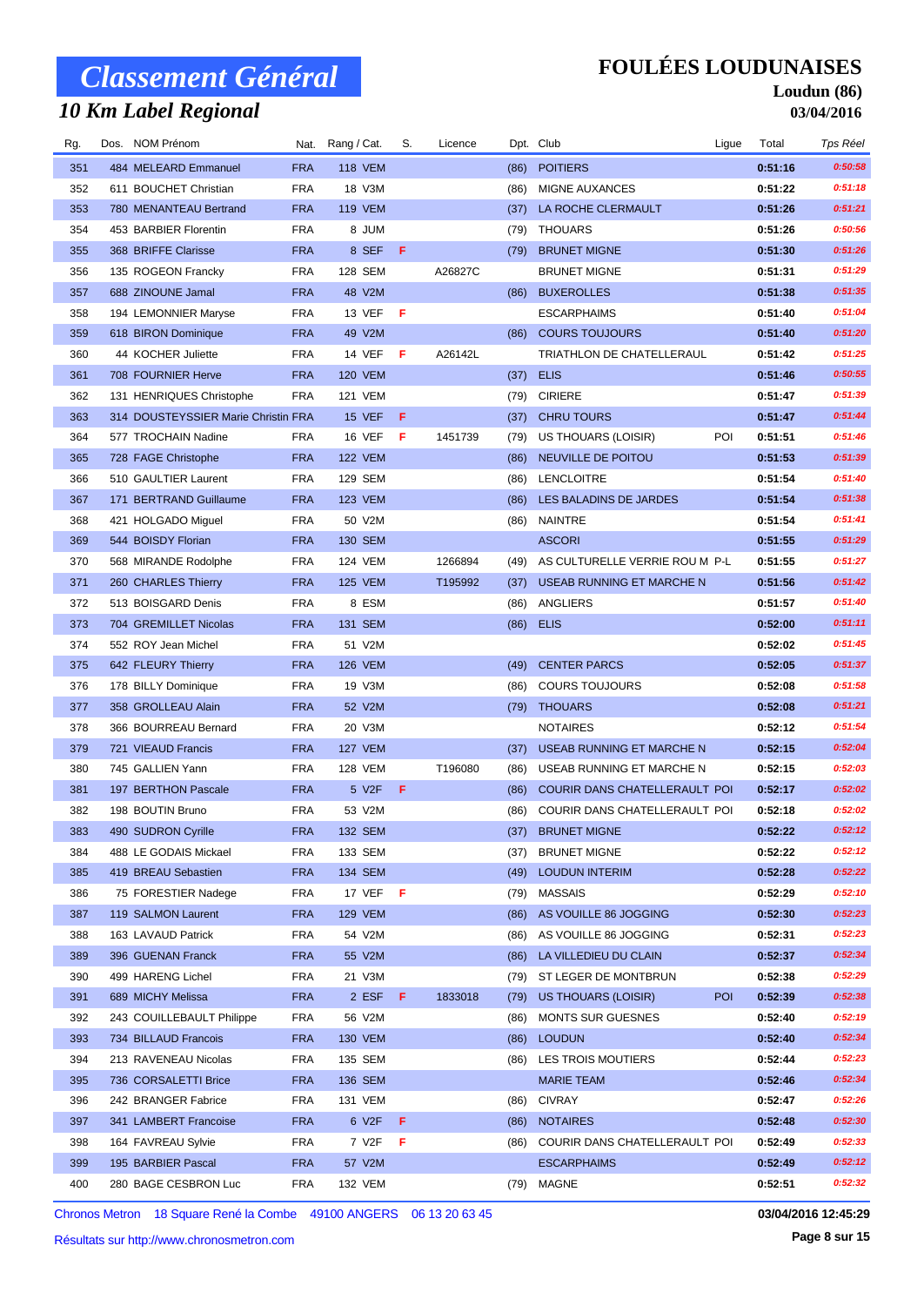# Classement Général

## 10 Km Label Regional

**FOULÉES LOUDUNAISES**

**Loudun (86)**

**03/04/2016**

| Rg. | Dos. | NOM Prénom | Nat. | Rang / Cat. | S. | Licence | Dpt. | Club | Ligue | Total | Tps Réel |
|---|---|---|---|---|---|---|---|---|---|---|---|
| 351 | 484 | MELEARD Emmanuel | FRA | 118 VEM | | | (86) | POITIERS | | 0:51:16 | 0:50:58 |
| 352 | 611 | BOUCHET Christian | FRA | 18 V3M | | | (86) | MIGNE AUXANCES | | 0:51:22 | 0:51:18 |
| 353 | 780 | MENANTEAU Bertrand | FRA | 119 VEM | | | (37) | LA ROCHE CLERMAULT | | 0:51:26 | 0:51:21 |
| 354 | 453 | BARBIER Florentin | FRA | 8 JUM | | | (79) | THOUARS | | 0:51:26 | 0:50:56 |
| 355 | 368 | BRIFFE Clarisse | FRA | 8 SEF | F | | (79) | BRUNET MIGNE | | 0:51:30 | 0:51:26 |
| 356 | 135 | ROGEON Francky | FRA | 128 SEM | | A26827C | | BRUNET MIGNE | | 0:51:31 | 0:51:29 |
| 357 | 688 | ZINOUNE Jamal | FRA | 48 V2M | | | (86) | BUXEROLLES | | 0:51:38 | 0:51:35 |
| 358 | 194 | LEMONNIER Maryse | FRA | 13 VEF | F | | | ESCARPHAIMS | | 0:51:40 | 0:51:04 |
| 359 | 618 | BIRON Dominique | FRA | 49 V2M | | | (86) | COURS TOUJOURS | | 0:51:40 | 0:51:20 |
| 360 | 44 | KOCHER Juliette | FRA | 14 VEF | F | A26142L | | TRIATHLON DE CHATELLERAUL | | 0:51:42 | 0:51:25 |
| 361 | 708 | FOURNIER Herve | FRA | 120 VEM | | | (37) | ELIS | | 0:51:46 | 0:50:55 |
| 362 | 131 | HENRIQUES Christophe | FRA | 121 VEM | | | (79) | CIRIERE | | 0:51:47 | 0:51:39 |
| 363 | 314 | DOUSTEYSSIER Marie Christin | FRA | 15 VEF | F | | (37) | CHRU TOURS | | 0:51:47 | 0:51:44 |
| 364 | 577 | TROCHAIN Nadine | FRA | 16 VEF | F | 1451739 | (79) | US THOUARS (LOISIR) | POI | 0:51:51 | 0:51:46 |
| 365 | 728 | FAGE Christophe | FRA | 122 VEM | | | (86) | NEUVILLE DE POITOU | | 0:51:53 | 0:51:39 |
| 366 | 510 | GAULTIER Laurent | FRA | 129 SEM | | | (86) | LENCLOITRE | | 0:51:54 | 0:51:40 |
| 367 | 171 | BERTRAND Guillaume | FRA | 123 VEM | | | (86) | LES BALADINS DE JARDES | | 0:51:54 | 0:51:38 |
| 368 | 421 | HOLGADO Miguel | FRA | 50 V2M | | | (86) | NAINTRE | | 0:51:54 | 0:51:41 |
| 369 | 544 | BOISDY Florian | FRA | 130 SEM | | | | ASCORI | | 0:51:55 | 0:51:29 |
| 370 | 568 | MIRANDE Rodolphe | FRA | 124 VEM | | 1266894 | (49) | AS CULTURELLE VERRIE ROU M | P-L | 0:51:55 | 0:51:27 |
| 371 | 260 | CHARLES Thierry | FRA | 125 VEM | | T195992 | (37) | USEAB RUNNING ET MARCHE N | | 0:51:56 | 0:51:42 |
| 372 | 513 | BOISGARD Denis | FRA | 8 ESM | | | (86) | ANGLIERS | | 0:51:57 | 0:51:40 |
| 373 | 704 | GREMILLET Nicolas | FRA | 131 SEM | | | (86) | ELIS | | 0:52:00 | 0:51:11 |
| 374 | 552 | ROY Jean Michel | FRA | 51 V2M | | | | | | 0:52:02 | 0:51:45 |
| 375 | 642 | FLEURY Thierry | FRA | 126 VEM | | | (49) | CENTER PARCS | | 0:52:05 | 0:51:37 |
| 376 | 178 | BILLY Dominique | FRA | 19 V3M | | | (86) | COURS TOUJOURS | | 0:52:08 | 0:51:58 |
| 377 | 358 | GROLLEAU Alain | FRA | 52 V2M | | | (79) | THOUARS | | 0:52:08 | 0:51:21 |
| 378 | 366 | BOURREAU Bernard | FRA | 20 V3M | | | | NOTAIRES | | 0:52:12 | 0:51:54 |
| 379 | 721 | VIEAUD Francis | FRA | 127 VEM | | | (37) | USEAB RUNNING ET MARCHE N | | 0:52:15 | 0:52:04 |
| 380 | 745 | GALLIEN Yann | FRA | 128 VEM | | T196080 | (86) | USEAB RUNNING ET MARCHE N | | 0:52:15 | 0:52:03 |
| 381 | 197 | BERTHON Pascale | FRA | 5 V2F | F | | (86) | COURIR DANS CHATELLERAULT | POI | 0:52:17 | 0:52:02 |
| 382 | 198 | BOUTIN Bruno | FRA | 53 V2M | | | (86) | COURIR DANS CHATELLERAULT | POI | 0:52:18 | 0:52:02 |
| 383 | 490 | SUDRON Cyrille | FRA | 132 SEM | | | (37) | BRUNET MIGNE | | 0:52:22 | 0:52:12 |
| 384 | 488 | LE GODAIS Mickael | FRA | 133 SEM | | | (37) | BRUNET MIGNE | | 0:52:22 | 0:52:12 |
| 385 | 419 | BREAU Sebastien | FRA | 134 SEM | | | (49) | LOUDUN INTERIM | | 0:52:28 | 0:52:22 |
| 386 | 75 | FORESTIER Nadege | FRA | 17 VEF | F | | (79) | MASSAIS | | 0:52:29 | 0:52:10 |
| 387 | 119 | SALMON Laurent | FRA | 129 VEM | | | (86) | AS VOUILLE 86 JOGGING | | 0:52:30 | 0:52:23 |
| 388 | 163 | LAVAUD Patrick | FRA | 54 V2M | | | (86) | AS VOUILLE 86 JOGGING | | 0:52:31 | 0:52:23 |
| 389 | 396 | GUENAN Franck | FRA | 55 V2M | | | (86) | LA VILLEDIEU DU CLAIN | | 0:52:37 | 0:52:34 |
| 390 | 499 | HARENG Lichel | FRA | 21 V3M | | | (79) | ST LEGER DE MONTBRUN | | 0:52:38 | 0:52:29 |
| 391 | 689 | MICHY Melissa | FRA | 2 ESF | F | 1833018 | (79) | US THOUARS (LOISIR) | POI | 0:52:39 | 0:52:38 |
| 392 | 243 | COUILLEBAULT Philippe | FRA | 56 V2M | | | (86) | MONTS SUR GUESNES | | 0:52:40 | 0:52:19 |
| 393 | 734 | BILLAUD Francois | FRA | 130 VEM | | | (86) | LOUDUN | | 0:52:40 | 0:52:34 |
| 394 | 213 | RAVENEAU Nicolas | FRA | 135 SEM | | | (86) | LES TROIS MOUTIERS | | 0:52:44 | 0:52:23 |
| 395 | 736 | CORSALETTI Brice | FRA | 136 SEM | | | | MARIE TEAM | | 0:52:46 | 0:52:34 |
| 396 | 242 | BRANGER Fabrice | FRA | 131 VEM | | | (86) | CIVRAY | | 0:52:47 | 0:52:26 |
| 397 | 341 | LAMBERT Francoise | FRA | 6 V2F | F | | (86) | NOTAIRES | | 0:52:48 | 0:52:30 |
| 398 | 164 | FAVREAU Sylvie | FRA | 7 V2F | F | | (86) | COURIR DANS CHATELLERAULT | POI | 0:52:49 | 0:52:33 |
| 399 | 195 | BARBIER Pascal | FRA | 57 V2M | | | | ESCARPHAIMS | | 0:52:49 | 0:52:12 |
| 400 | 280 | BAGE CESBRON Luc | FRA | 132 VEM | | | (79) | MAGNE | | 0:52:51 | 0:52:32 |

Chronos Metron 18 Square René la Combe 49100 ANGERS 06 13 20 63 45

Résultats sur http://www.chronosmetron.com

03/04/2016 12:45:29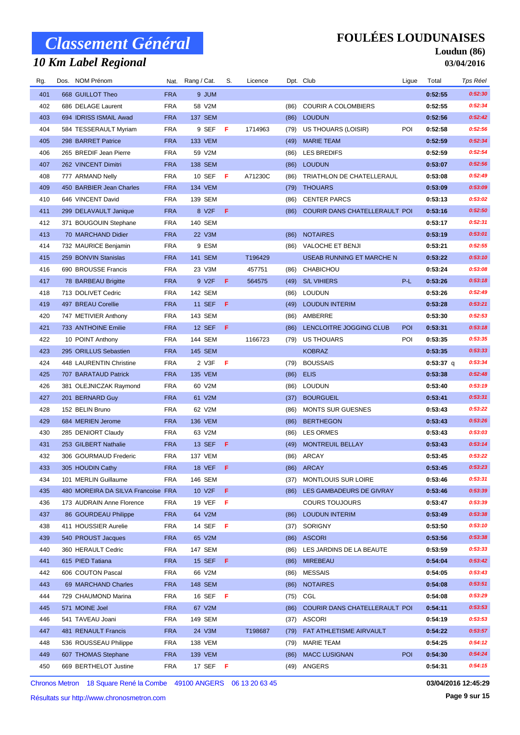# Classement Général

## 10 Km Label Regional

**FOULÉES LOUDUNAISES**

**Loudun (86)**

**03/04/2016**

| Rg. | Dos. | NOM Prénom | Nat. | Rang / Cat. | S. | Licence | Dpt. | Club | Ligue | Total | Tps Réel |
|---|---|---|---|---|---|---|---|---|---|---|---|
| 401 | 668 | GUILLOT Theo | FRA | 9 JUM | | | | | | 0:52:55 | 0:52:30 |
| 402 | 686 | DELAGE Laurent | FRA | 58 V2M | | | (86) | COURIR A COLOMBIERS | | 0:52:55 | 0:52:34 |
| 403 | 694 | IDRISS ISMAIL Awad | FRA | 137 SEM | | | (86) | LOUDUN | | 0:52:56 | 0:52:42 |
| 404 | 584 | TESSERAULT Myriam | FRA | 9 SEF | F | 1714963 | (79) | US THOUARS (LOISIR) | POI | 0:52:58 | 0:52:56 |
| 405 | 298 | BARRET Patrice | FRA | 133 VEM | | | (49) | MARIE TEAM | | 0:52:59 | 0:52:34 |
| 406 | 265 | BREDIF Jean Pierre | FRA | 59 V2M | | | (86) | LES BREDIFS | | 0:52:59 | 0:52:54 |
| 407 | 262 | VINCENT Dimitri | FRA | 138 SEM | | | (86) | LOUDUN | | 0:53:07 | 0:52:56 |
| 408 | 777 | ARMAND Nelly | FRA | 10 SEF | F | A71230C | (86) | TRIATHLON DE CHATELLERAUL | | 0:53:08 | 0:52:49 |
| 409 | 450 | BARBIER Jean Charles | FRA | 134 VEM | | | (79) | THOUARS | | 0:53:09 | 0:53:09 |
| 410 | 646 | VINCENT David | FRA | 139 SEM | | | (86) | CENTER PARCS | | 0:53:13 | 0:53:02 |
| 411 | 299 | DELAVAULT Janique | FRA | 8 V2F | F | | (86) | COURIR DANS CHATELLERAULT | POI | 0:53:16 | 0:52:50 |
| 412 | 371 | BOUGOUIN Stephane | FRA | 140 SEM | | | | | | 0:53:17 | 0:52:31 |
| 413 | 70 | MARCHAND Didier | FRA | 22 V3M | | | (86) | NOTAIRES | | 0:53:19 | 0:53:01 |
| 414 | 732 | MAURICE Benjamin | FRA | 9 ESM | | | (86) | VALOCHE ET BENJI | | 0:53:21 | 0:52:55 |
| 415 | 259 | BONVIN Stanislas | FRA | 141 SEM | | T196429 | | USEAB RUNNING ET MARCHE N | | 0:53:22 | 0:53:10 |
| 416 | 690 | BROUSSE Francis | FRA | 23 V3M | | 457751 | (86) | CHABICHOU | | 0:53:24 | 0:53:08 |
| 417 | 78 | BARBEAU Brigitte | FRA | 9 V2F | F | 564575 | (49) | S/L VIHIERS | P-L | 0:53:26 | 0:53:18 |
| 418 | 713 | DOLIVET Cedric | FRA | 142 SEM | | | (86) | LOUDUN | | 0:53:26 | 0:52:49 |
| 419 | 497 | BREAU Corellie | FRA | 11 SEF | F | | (49) | LOUDUN INTERIM | | 0:53:28 | 0:53:21 |
| 420 | 747 | METIVIER Anthony | FRA | 143 SEM | | | (86) | AMBERRE | | 0:53:30 | 0:52:53 |
| 421 | 733 | ANTHOINE Emilie | FRA | 12 SEF | F | | (86) | LENCLOITRE JOGGING CLUB | POI | 0:53:31 | 0:53:18 |
| 422 | 10 | POINT Anthony | FRA | 144 SEM | | 1166723 | (79) | US THOUARS | POI | 0:53:35 | 0:53:35 |
| 423 | 295 | ORILLUS Sebastien | FRA | 145 SEM | | | | KOBRAZ | | 0:53:35 | 0:53:33 |
| 424 | 448 | LAURENTIN Christine | FRA | 2 V3F | F | | (79) | BOUSSAIS | | 0:53:37 q | 0:53:34 |
| 425 | 707 | BARATAUD Patrick | FRA | 135 VEM | | | (86) | ELIS | | 0:53:38 | 0:52:48 |
| 426 | 381 | OLEJNICZAK Raymond | FRA | 60 V2M | | | (86) | LOUDUN | | 0:53:40 | 0:53:19 |
| 427 | 201 | BERNARD Guy | FRA | 61 V2M | | | (37) | BOURGUEIL | | 0:53:41 | 0:53:31 |
| 428 | 152 | BELIN Bruno | FRA | 62 V2M | | | (86) | MONTS SUR GUESNES | | 0:53:43 | 0:53:22 |
| 429 | 684 | MERIEN Jerome | FRA | 136 VEM | | | (86) | BERTHEGON | | 0:53:43 | 0:53:26 |
| 430 | 285 | DENIORT Claudy | FRA | 63 V2M | | | (86) | LES ORMES | | 0:53:43 | 0:53:03 |
| 431 | 253 | GILBERT Nathalie | FRA | 13 SEF | F | | (49) | MONTREUIL BELLAY | | 0:53:43 | 0:53:14 |
| 432 | 306 | GOURMAUD Frederic | FRA | 137 VEM | | | (86) | ARCAY | | 0:53:45 | 0:53:22 |
| 433 | 305 | HOUDIN Cathy | FRA | 18 VEF | F | | (86) | ARCAY | | 0:53:45 | 0:53:23 |
| 434 | 101 | MERLIN Guillaume | FRA | 146 SEM | | | (37) | MONTLOUIS SUR LOIRE | | 0:53:46 | 0:53:31 |
| 435 | 480 | MOREIRA DA SILVA Francoise | FRA | 10 V2F | F | | (86) | LES GAMBADEURS DE GIVRAY | | 0:53:46 | 0:53:39 |
| 436 | 173 | AUDRAIN Anne Florence | FRA | 19 VEF | F | | | COURS TOUJOURS | | 0:53:47 | 0:53:39 |
| 437 | 86 | GOURDEAU Philippe | FRA | 64 V2M | | | (86) | LOUDUN INTERIM | | 0:53:49 | 0:53:38 |
| 438 | 411 | HOUSSIER Aurelie | FRA | 14 SEF | F | | (37) | SORIGNY | | 0:53:50 | 0:53:10 |
| 439 | 540 | PROUST Jacques | FRA | 65 V2M | | | (86) | ASCORI | | 0:53:56 | 0:53:38 |
| 440 | 360 | HERAULT Cedric | FRA | 147 SEM | | | (86) | LES JARDINS DE LA BEAUTE | | 0:53:59 | 0:53:33 |
| 441 | 615 | PIED Tatiana | FRA | 15 SEF | F | | (86) | MIREBEAU | | 0:54:04 | 0:53:42 |
| 442 | 606 | COUTON Pascal | FRA | 66 V2M | | | (86) | MESSAIS | | 0:54:05 | 0:53:43 |
| 443 | 69 | MARCHAND Charles | FRA | 148 SEM | | | (86) | NOTAIRES | | 0:54:08 | 0:53:51 |
| 444 | 729 | CHAUMOND Marina | FRA | 16 SEF | F | | (75) | CGL | | 0:54:08 | 0:53:29 |
| 445 | 571 | MOINE Joel | FRA | 67 V2M | | | (86) | COURIR DANS CHATELLERAULT | POI | 0:54:11 | 0:53:53 |
| 446 | 541 | TAVEAU Joani | FRA | 149 SEM | | | (37) | ASCORI | | 0:54:19 | 0:53:53 |
| 447 | 481 | RENAULT Francis | FRA | 24 V3M | | T198687 | (79) | FAT ATHLETISME AIRVAULT | | 0:54:22 | 0:53:57 |
| 448 | 536 | ROUSSEAU Philippe | FRA | 138 VEM | | | (79) | MARIE TEAM | | 0:54:25 | 0:54:12 |
| 449 | 607 | THOMAS Stephane | FRA | 139 VEM | | | (86) | MACC LUSIGNAN | POI | 0:54:30 | 0:54:24 |
| 450 | 669 | BERTHELOT Justine | FRA | 17 SEF | F | | (49) | ANGERS | | 0:54:31 | 0:54:15 |

Chronos Metron 18 Square René la Combe 49100 ANGERS 06 13 20 63 45

Résultats sur http://www.chronosmetron.com

03/04/2016 12:45:29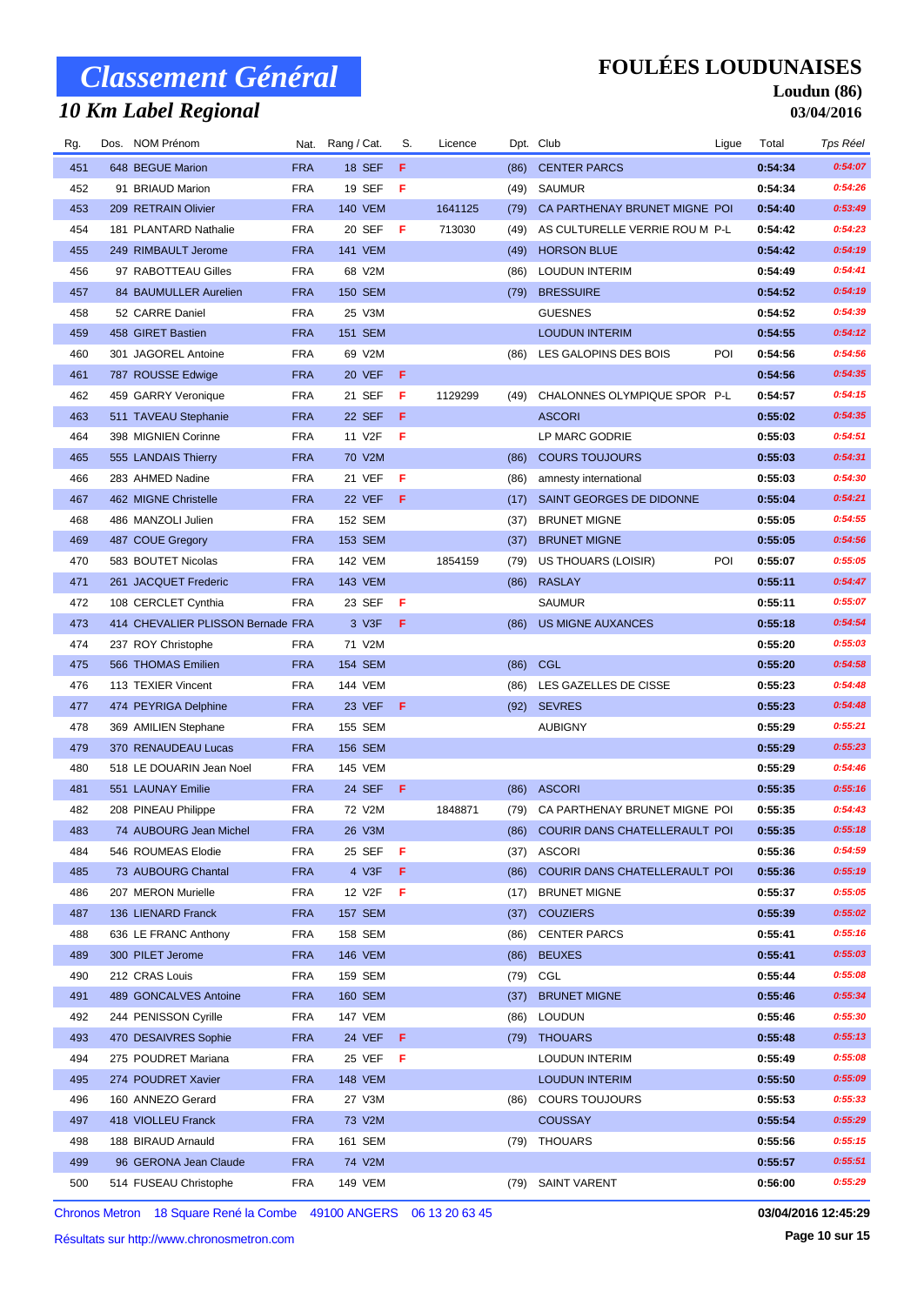# Classement Général

## 10 Km Label Regional

**FOULÉES LOUDUNAISES**

**Loudun (86)**

**03/04/2016**

| Rg. | Dos. | NOM Prénom | Nat. | Rang / Cat. | S. | Licence | Dpt. | Club | Ligue | Total | Tps Réel |
|---|---|---|---|---|---|---|---|---|---|---|---|
| 451 | 648 | BEGUE Marion | FRA | 18 SEF | F | | (86) | CENTER PARCS | | 0:54:34 | 0:54:07 |
| 452 | 91 | BRIAUD Marion | FRA | 19 SEF | F | | (49) | SAUMUR | | 0:54:34 | 0:54:26 |
| 453 | 209 | RETRAIN Olivier | FRA | 140 VEM | | 1641125 | (79) | CA PARTHENAY BRUNET MIGNE | POI | 0:54:40 | 0:53:49 |
| 454 | 181 | PLANTARD Nathalie | FRA | 20 SEF | F | 713030 | (49) | AS CULTURELLE VERRIE ROU M | P-L | 0:54:42 | 0:54:23 |
| 455 | 249 | RIMBAULT Jerome | FRA | 141 VEM | | | (49) | HORSON BLUE | | 0:54:42 | 0:54:19 |
| 456 | 97 | RABOTTEAU Gilles | FRA | 68 V2M | | | (86) | LOUDUN INTERIM | | 0:54:49 | 0:54:41 |
| 457 | 84 | BAUMULLER Aurelien | FRA | 150 SEM | | | (79) | BRESSUIRE | | 0:54:52 | 0:54:19 |
| 458 | 52 | CARRE Daniel | FRA | 25 V3M | | | | GUESNES | | 0:54:52 | 0:54:39 |
| 459 | 458 | GIRET Bastien | FRA | 151 SEM | | | | LOUDUN INTERIM | | 0:54:55 | 0:54:12 |
| 460 | 301 | JAGOREL Antoine | FRA | 69 V2M | | | (86) | LES GALOPINS DES BOIS | POI | 0:54:56 | 0:54:56 |
| 461 | 787 | ROUSSE Edwige | FRA | 20 VEF | F | | | | | 0:54:56 | 0:54:35 |
| 462 | 459 | GARRY Veronique | FRA | 21 SEF | F | 1129299 | (49) | CHALONNES OLYMPIQUE SPOR | P-L | 0:54:57 | 0:54:15 |
| 463 | 511 | TAVEAU Stephanie | FRA | 22 SEF | F | | | ASCORI | | 0:55:02 | 0:54:35 |
| 464 | 398 | MIGNIEN Corinne | FRA | 11 V2F | F | | | LP MARC GODRIE | | 0:55:03 | 0:54:51 |
| 465 | 555 | LANDAIS Thierry | FRA | 70 V2M | | | (86) | COURS TOUJOURS | | 0:55:03 | 0:54:31 |
| 466 | 283 | AHMED Nadine | FRA | 21 VEF | F | | (86) | amnesty international | | 0:55:03 | 0:54:30 |
| 467 | 462 | MIGNE Christelle | FRA | 22 VEF | F | | (17) | SAINT GEORGES DE DIDONNE | | 0:55:04 | 0:54:21 |
| 468 | 486 | MANZOLI Julien | FRA | 152 SEM | | | (37) | BRUNET MIGNE | | 0:55:05 | 0:54:55 |
| 469 | 487 | COUE Gregory | FRA | 153 SEM | | | (37) | BRUNET MIGNE | | 0:55:05 | 0:54:56 |
| 470 | 583 | BOUTET Nicolas | FRA | 142 VEM | | 1854159 | (79) | US THOUARS (LOISIR) | POI | 0:55:07 | 0:55:05 |
| 471 | 261 | JACQUET Frederic | FRA | 143 VEM | | | (86) | RASLAY | | 0:55:11 | 0:54:47 |
| 472 | 108 | CERCLET Cynthia | FRA | 23 SEF | F | | | SAUMUR | | 0:55:11 | 0:55:07 |
| 473 | 414 | CHEVALIER PLISSON Bernade | FRA | 3 V3F | F | | (86) | US MIGNE AUXANCES | | 0:55:18 | 0:54:54 |
| 474 | 237 | ROY Christophe | FRA | 71 V2M | | | | | | 0:55:20 | 0:55:03 |
| 475 | 566 | THOMAS Emilien | FRA | 154 SEM | | | (86) | CGL | | 0:55:20 | 0:54:58 |
| 476 | 113 | TEXIER Vincent | FRA | 144 VEM | | | (86) | LES GAZELLES DE CISSE | | 0:55:23 | 0:54:48 |
| 477 | 474 | PEYRIGA Delphine | FRA | 23 VEF | F | | (92) | SEVRES | | 0:55:23 | 0:54:48 |
| 478 | 369 | AMILIEN Stephane | FRA | 155 SEM | | | | AUBIGNY | | 0:55:29 | 0:55:21 |
| 479 | 370 | RENAUDEAU Lucas | FRA | 156 SEM | | | | | | 0:55:29 | 0:55:23 |
| 480 | 518 | LE DOUARIN Jean Noel | FRA | 145 VEM | | | | | | 0:55:29 | 0:54:46 |
| 481 | 551 | LAUNAY Emilie | FRA | 24 SEF | F | | (86) | ASCORI | | 0:55:35 | 0:55:16 |
| 482 | 208 | PINEAU Philippe | FRA | 72 V2M | | 1848871 | (79) | CA PARTHENAY BRUNET MIGNE | POI | 0:55:35 | 0:54:43 |
| 483 | 74 | AUBOURG Jean Michel | FRA | 26 V3M | | | (86) | COURIR DANS CHATELLERAULT | POI | 0:55:35 | 0:55:18 |
| 484 | 546 | ROUMEAS Elodie | FRA | 25 SEF | F | | (37) | ASCORI | | 0:55:36 | 0:54:59 |
| 485 | 73 | AUBOURG Chantal | FRA | 4 V3F | F | | (86) | COURIR DANS CHATELLERAULT | POI | 0:55:36 | 0:55:19 |
| 486 | 207 | MERON Murielle | FRA | 12 V2F | F | | (17) | BRUNET MIGNE | | 0:55:37 | 0:55:05 |
| 487 | 136 | LIENARD Franck | FRA | 157 SEM | | | (37) | COUZIERS | | 0:55:39 | 0:55:02 |
| 488 | 636 | LE FRANC Anthony | FRA | 158 SEM | | | (86) | CENTER PARCS | | 0:55:41 | 0:55:16 |
| 489 | 300 | PILET Jerome | FRA | 146 VEM | | | (86) | BEUXES | | 0:55:41 | 0:55:03 |
| 490 | 212 | CRAS Louis | FRA | 159 SEM | | | (79) | CGL | | 0:55:44 | 0:55:08 |
| 491 | 489 | GONCALVES Antoine | FRA | 160 SEM | | | (37) | BRUNET MIGNE | | 0:55:46 | 0:55:34 |
| 492 | 244 | PENISSON Cyrille | FRA | 147 VEM | | | (86) | LOUDUN | | 0:55:46 | 0:55:30 |
| 493 | 470 | DESAIVRES Sophie | FRA | 24 VEF | F | | (79) | THOUARS | | 0:55:48 | 0:55:13 |
| 494 | 275 | POUDRET Mariana | FRA | 25 VEF | F | | | LOUDUN INTERIM | | 0:55:49 | 0:55:08 |
| 495 | 274 | POUDRET Xavier | FRA | 148 VEM | | | | LOUDUN INTERIM | | 0:55:50 | 0:55:09 |
| 496 | 160 | ANNEZO Gerard | FRA | 27 V3M | | | (86) | COURS TOUJOURS | | 0:55:53 | 0:55:33 |
| 497 | 418 | VIOLLEU Franck | FRA | 73 V2M | | | | COUSSAY | | 0:55:54 | 0:55:29 |
| 498 | 188 | BIRAUD Arnauld | FRA | 161 SEM | | | (79) | THOUARS | | 0:55:56 | 0:55:15 |
| 499 | 96 | GERONA Jean Claude | FRA | 74 V2M | | | | | | 0:55:57 | 0:55:51 |
| 500 | 514 | FUSEAU Christophe | FRA | 149 VEM | | | (79) | SAINT VARENT | | 0:56:00 | 0:55:29 |

Chronos Metron 18 Square René la Combe 49100 ANGERS 06 13 20 63 45

Résultats sur http://www.chronosmetron.com

**03/04/2016 12:45:29**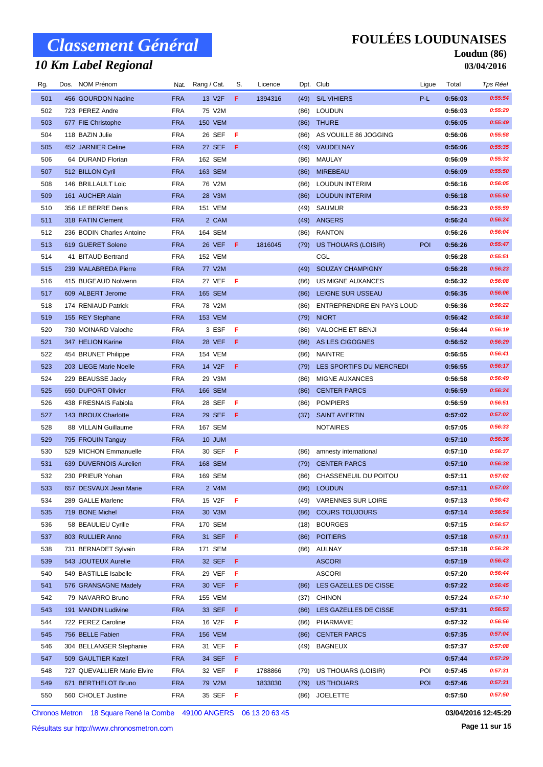# Classement Général

## 10 Km Label Regional

**FOULÉES LOUDUNAISES**

**Loudun (86)**

**03/04/2016**

| Rg. | Dos. | NOM Prénom | Nat. | Rang / Cat. | S. | Licence | Dpt. | Club | Ligue | Total | Tps Réel |
|---|---|---|---|---|---|---|---|---|---|---|---|
| 501 | 456 | GOURDON Nadine | FRA | 13 V2F | F | 1394316 | (49) | S/L VIHIERS | P-L | 0:56:03 | 0:55:54 |
| 502 | 723 | PEREZ Andre | FRA | 75 V2M | | | (86) | LOUDUN | | 0:56:03 | 0:55:29 |
| 503 | 677 | FIE Christophe | FRA | 150 VEM | | | (86) | THURE | | 0:56:05 | 0:55:49 |
| 504 | 118 | BAZIN Julie | FRA | 26 SEF | F | | (86) | AS VOUILLE 86 JOGGING | | 0:56:06 | 0:55:58 |
| 505 | 452 | JARNIER Celine | FRA | 27 SEF | F | | (49) | VAUDELNAY | | 0:56:06 | 0:55:35 |
| 506 | 64 | DURAND Florian | FRA | 162 SEM | | | (86) | MAULAY | | 0:56:09 | 0:55:32 |
| 507 | 512 | BILLON Cyril | FRA | 163 SEM | | | (86) | MIREBEAU | | 0:56:09 | 0:55:50 |
| 508 | 146 | BRILLAULT Loic | FRA | 76 V2M | | | (86) | LOUDUN INTERIM | | 0:56:16 | 0:56:05 |
| 509 | 161 | AUCHER Alain | FRA | 28 V3M | | | (86) | LOUDUN INTERIM | | 0:56:18 | 0:55:50 |
| 510 | 356 | LE BERRE Denis | FRA | 151 VEM | | | (49) | SAUMUR | | 0:56:23 | 0:55:59 |
| 511 | 318 | FATIN Clement | FRA | 2 CAM | | | (49) | ANGERS | | 0:56:24 | 0:56:24 |
| 512 | 236 | BODIN Charles Antoine | FRA | 164 SEM | | | (86) | RANTON | | 0:56:26 | 0:56:04 |
| 513 | 619 | GUERET Solene | FRA | 26 VEF | F | 1816045 | (79) | US THOUARS (LOISIR) | POI | 0:56:26 | 0:55:47 |
| 514 | 41 | BITAUD Bertrand | FRA | 152 VEM | | | | CGL | | 0:56:28 | 0:55:51 |
| 515 | 239 | MALABREDA Pierre | FRA | 77 V2M | | | (49) | SOUZAY CHAMPIGNY | | 0:56:28 | 0:56:23 |
| 516 | 415 | BUGEAUD Nolwenn | FRA | 27 VEF | F | | (86) | US MIGNE AUXANCES | | 0:56:32 | 0:56:08 |
| 517 | 609 | ALBERT Jerome | FRA | 165 SEM | | | (86) | LEIGNE SUR USSEAU | | 0:56:35 | 0:56:06 |
| 518 | 174 | RENIAUD Patrick | FRA | 78 V2M | | | (86) | ENTREPRENDRE EN PAYS LOUD | | 0:56:36 | 0:56:22 |
| 519 | 155 | REY Stephane | FRA | 153 VEM | | | (79) | NIORT | | 0:56:42 | 0:56:18 |
| 520 | 730 | MOINARD Valoche | FRA | 3 ESF | F | | (86) | VALOCHE ET BENJI | | 0:56:44 | 0:56:19 |
| 521 | 347 | HELION Karine | FRA | 28 VEF | F | | (86) | AS LES CIGOGNES | | 0:56:52 | 0:56:29 |
| 522 | 454 | BRUNET Philippe | FRA | 154 VEM | | | (86) | NAINTRE | | 0:56:55 | 0:56:41 |
| 523 | 203 | LIEGE Marie Noelle | FRA | 14 V2F | F | | (79) | LES SPORTIFS DU MERCREDI | | 0:56:55 | 0:56:17 |
| 524 | 229 | BEAUSSE Jacky | FRA | 29 V3M | | | (86) | MIGNE AUXANCES | | 0:56:58 | 0:56:49 |
| 525 | 650 | DUPORT Olivier | FRA | 166 SEM | | | (86) | CENTER PARCS | | 0:56:59 | 0:56:24 |
| 526 | 438 | FRESNAIS Fabiola | FRA | 28 SEF | F | | (86) | POMPIERS | | 0:56:59 | 0:56:51 |
| 527 | 143 | BROUX Charlotte | FRA | 29 SEF | F | | (37) | SAINT AVERTIN | | 0:57:02 | 0:57:02 |
| 528 | 88 | VILLAIN Guillaume | FRA | 167 SEM | | | | NOTAIRES | | 0:57:05 | 0:56:33 |
| 529 | 795 | FROUIN Tanguy | FRA | 10 JUM | | | | | | 0:57:10 | 0:56:36 |
| 530 | 529 | MICHON Emmanuelle | FRA | 30 SEF | F | | (86) | amnesty international | | 0:57:10 | 0:56:37 |
| 531 | 639 | DUVERNOIS Aurelien | FRA | 168 SEM | | | (79) | CENTER PARCS | | 0:57:10 | 0:56:38 |
| 532 | 230 | PRIEUR Yohan | FRA | 169 SEM | | | (86) | CHASSENEUIL DU POITOU | | 0:57:11 | 0:57:02 |
| 533 | 657 | DESVAUX Jean Marie | FRA | 2 V4M | | | (86) | LOUDUN | | 0:57:11 | 0:57:03 |
| 534 | 289 | GALLE Marlene | FRA | 15 V2F | F | | (49) | VARENNES SUR LOIRE | | 0:57:13 | 0:56:43 |
| 535 | 719 | BONE Michel | FRA | 30 V3M | | | (86) | COURS TOUJOURS | | 0:57:14 | 0:56:54 |
| 536 | 58 | BEAULIEU Cyrille | FRA | 170 SEM | | | (18) | BOURGES | | 0:57:15 | 0:56:57 |
| 537 | 803 | RULLIER Anne | FRA | 31 SEF | F | | (86) | POITIERS | | 0:57:18 | 0:57:11 |
| 538 | 731 | BERNADET Sylvain | FRA | 171 SEM | | | (86) | AULNAY | | 0:57:18 | 0:56:28 |
| 539 | 543 | JOUTEUX Aurelie | FRA | 32 SEF | F | | | ASCORI | | 0:57:19 | 0:56:43 |
| 540 | 549 | BASTILLE Isabelle | FRA | 29 VEF | F | | | ASCORI | | 0:57:20 | 0:56:44 |
| 541 | 576 | GRANSAGNE Madely | FRA | 30 VEF | F | | (86) | LES GAZELLES DE CISSE | | 0:57:22 | 0:56:45 |
| 542 | 79 | NAVARRO Bruno | FRA | 155 VEM | | | (37) | CHINON | | 0:57:24 | 0:57:10 |
| 543 | 191 | MANDIN Ludivine | FRA | 33 SEF | F | | (86) | LES GAZELLES DE CISSE | | 0:57:31 | 0:56:53 |
| 544 | 722 | PEREZ Caroline | FRA | 16 V2F | F | | (86) | PHARMAVIE | | 0:57:32 | 0:56:56 |
| 545 | 756 | BELLE Fabien | FRA | 156 VEM | | | (86) | CENTER PARCS | | 0:57:35 | 0:57:04 |
| 546 | 304 | BELLANGER Stephanie | FRA | 31 VEF | F | | (49) | BAGNEUX | | 0:57:37 | 0:57:08 |
| 547 | 509 | GAULTIER Katell | FRA | 34 SEF | F | | | | | 0:57:44 | 0:57:29 |
| 548 | 727 | QUEVALLIER Marie Elvire | FRA | 32 VEF | F | 1788866 | (79) | US THOUARS (LOISIR) | POI | 0:57:45 | 0:57:31 |
| 549 | 671 | BERTHELOT Bruno | FRA | 79 V2M | | 1833030 | (79) | US THOUARS | POI | 0:57:46 | 0:57:31 |
| 550 | 560 | CHOLET Justine | FRA | 35 SEF | F | | (86) | JOELETTE | | 0:57:50 | 0:57:50 |

Chronos Metron 18 Square René la Combe 49100 ANGERS 06 13 20 63 45

Résultats sur http://www.chronosmetron.com

**03/04/2016 12:45:29**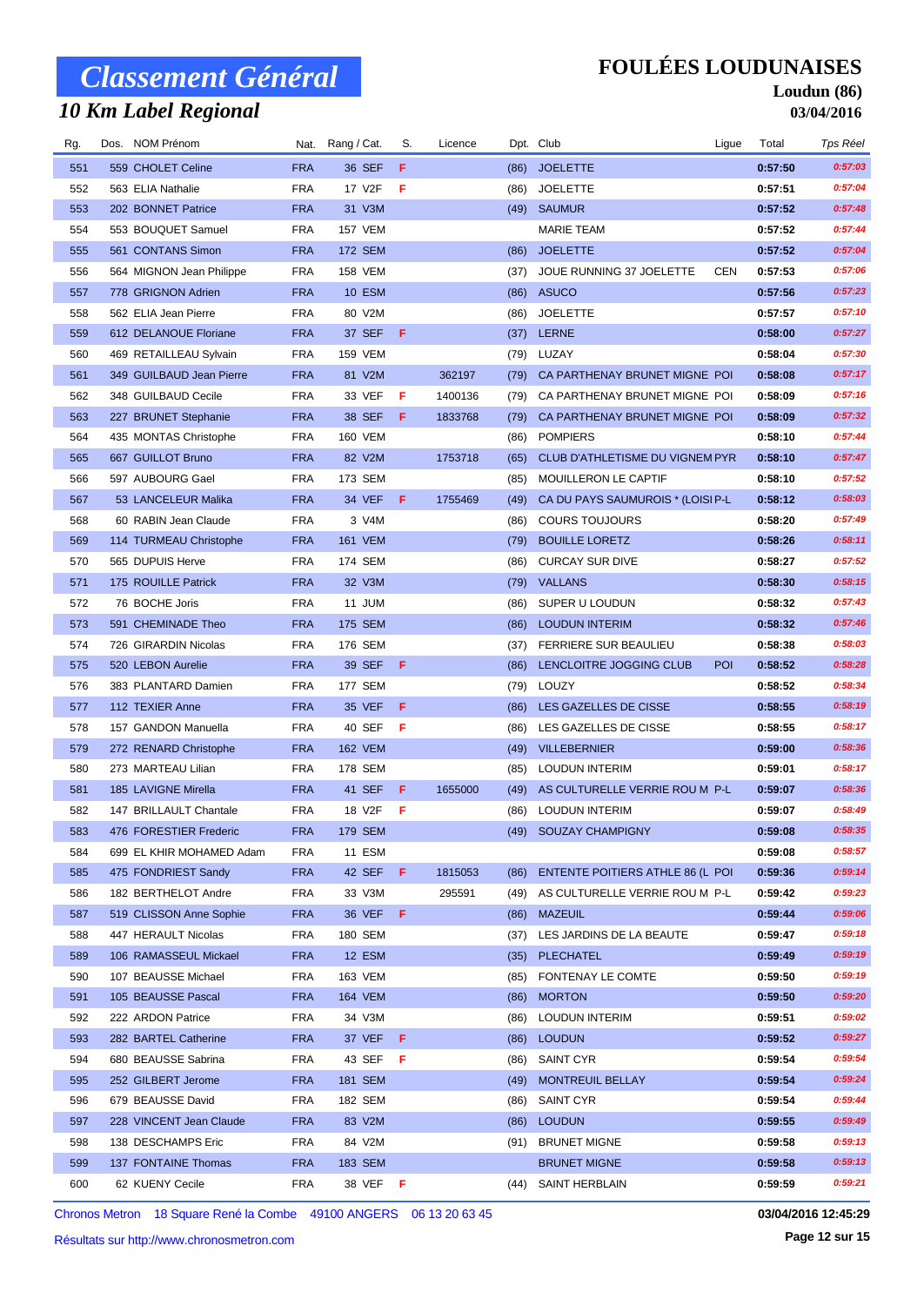# Classement Général

## 10 Km Label Regional

**FOULÉES LOUDUNAISES**

**Loudun (86)**

**03/04/2016**

| Rg. | Dos. | NOM Prénom | Nat. | Rang / Cat. | S. | Licence | Dpt. | Club | Ligue | Total | Tps Réel |
|---|---|---|---|---|---|---|---|---|---|---|---|
| 551 | 559 | CHOLET Celine | FRA | 36 SEF | F | | (86) | JOELETTE | | 0:57:50 | 0:57:03 |
| 552 | 563 | ELIA Nathalie | FRA | 17 V2F | F | | (86) | JOELETTE | | 0:57:51 | 0:57:04 |
| 553 | 202 | BONNET Patrice | FRA | 31 V3M | | | (49) | SAUMUR | | 0:57:52 | 0:57:48 |
| 554 | 553 | BOUQUET Samuel | FRA | 157 VEM | | | | MARIE TEAM | | 0:57:52 | 0:57:44 |
| 555 | 561 | CONTANS Simon | FRA | 172 SEM | | | (86) | JOELETTE | | 0:57:52 | 0:57:04 |
| 556 | 564 | MIGNON Jean Philippe | FRA | 158 VEM | | | (37) | JOUE RUNNING 37 JOELETTE | CEN | 0:57:53 | 0:57:06 |
| 557 | 778 | GRIGNON Adrien | FRA | 10 ESM | | | (86) | ASUCO | | 0:57:56 | 0:57:23 |
| 558 | 562 | ELIA Jean Pierre | FRA | 80 V2M | | | (86) | JOELETTE | | 0:57:57 | 0:57:10 |
| 559 | 612 | DELANOUE Floriane | FRA | 37 SEF | F | | (37) | LERNE | | 0:58:00 | 0:57:27 |
| 560 | 469 | RETAILLEAU Sylvain | FRA | 159 VEM | | | (79) | LUZAY | | 0:58:04 | 0:57:30 |
| 561 | 349 | GUILBAUD Jean Pierre | FRA | 81 V2M | | 362197 | (79) | CA PARTHENAY BRUNET MIGNE | POI | 0:58:08 | 0:57:17 |
| 562 | 348 | GUILBAUD Cecile | FRA | 33 VEF | F | 1400136 | (79) | CA PARTHENAY BRUNET MIGNE | POI | 0:58:09 | 0:57:16 |
| 563 | 227 | BRUNET Stephanie | FRA | 38 SEF | F | 1833768 | (79) | CA PARTHENAY BRUNET MIGNE | POI | 0:58:09 | 0:57:32 |
| 564 | 435 | MONTAS Christophe | FRA | 160 VEM | | | (86) | POMPIERS | | 0:58:10 | 0:57:44 |
| 565 | 667 | GUILLOT Bruno | FRA | 82 V2M | | 1753718 | (65) | CLUB D'ATHLETISME DU VIGNEM | PYR | 0:58:10 | 0:57:47 |
| 566 | 597 | AUBOURG Gael | FRA | 173 SEM | | | (85) | MOUILLERON LE CAPTIF | | 0:58:10 | 0:57:52 |
| 567 | 53 | LANCELEUR Malika | FRA | 34 VEF | F | 1755469 | (49) | CA DU PAYS SAUMUROIS * (LOISI | P-L | 0:58:12 | 0:58:03 |
| 568 | 60 | RABIN Jean Claude | FRA | 3 V4M | | | (86) | COURS TOUJOURS | | 0:58:20 | 0:57:49 |
| 569 | 114 | TURMEAU Christophe | FRA | 161 VEM | | | (79) | BOUILLE LORETZ | | 0:58:26 | 0:58:11 |
| 570 | 565 | DUPUIS Herve | FRA | 174 SEM | | | (86) | CURCAY SUR DIVE | | 0:58:27 | 0:57:52 |
| 571 | 175 | ROUILLE Patrick | FRA | 32 V3M | | | (79) | VALLANS | | 0:58:30 | 0:58:15 |
| 572 | 76 | BOCHE Joris | FRA | 11 JUM | | | (86) | SUPER U LOUDUN | | 0:58:32 | 0:57:43 |
| 573 | 591 | CHEMINADE Theo | FRA | 175 SEM | | | (86) | LOUDUN INTERIM | | 0:58:32 | 0:57:46 |
| 574 | 726 | GIRARDIN Nicolas | FRA | 176 SEM | | | (37) | FERRIERE SUR BEAULIEU | | 0:58:38 | 0:58:03 |
| 575 | 520 | LEBON Aurelie | FRA | 39 SEF | F | | (86) | LENCLOITRE JOGGING CLUB | POI | 0:58:52 | 0:58:28 |
| 576 | 383 | PLANTARD Damien | FRA | 177 SEM | | | (79) | LOUZY | | 0:58:52 | 0:58:34 |
| 577 | 112 | TEXIER Anne | FRA | 35 VEF | F | | (86) | LES GAZELLES DE CISSE | | 0:58:55 | 0:58:19 |
| 578 | 157 | GANDON Manuella | FRA | 40 SEF | F | | (86) | LES GAZELLES DE CISSE | | 0:58:55 | 0:58:17 |
| 579 | 272 | RENARD Christophe | FRA | 162 VEM | | | (49) | VILLEBERNIER | | 0:59:00 | 0:58:36 |
| 580 | 273 | MARTEAU Lilian | FRA | 178 SEM | | | (85) | LOUDUN INTERIM | | 0:59:01 | 0:58:17 |
| 581 | 185 | LAVIGNE Mirella | FRA | 41 SEF | F | 1655000 | (49) | AS CULTURELLE VERRIE ROU M | P-L | 0:59:07 | 0:58:36 |
| 582 | 147 | BRILLAULT Chantale | FRA | 18 V2F | F | | (86) | LOUDUN INTERIM | | 0:59:07 | 0:58:49 |
| 583 | 476 | FORESTIER Frederic | FRA | 179 SEM | | | (49) | SOUZAY CHAMPIGNY | | 0:59:08 | 0:58:35 |
| 584 | 699 | EL KHIR MOHAMED Adam | FRA | 11 ESM | | | | | | 0:59:08 | 0:58:57 |
| 585 | 475 | FONDRIEST Sandy | FRA | 42 SEF | F | 1815053 | (86) | ENTENTE POITIERS ATHLE 86 (L | POI | 0:59:36 | 0:59:14 |
| 586 | 182 | BERTHELOT Andre | FRA | 33 V3M | | 295591 | (49) | AS CULTURELLE VERRIE ROU M | P-L | 0:59:42 | 0:59:23 |
| 587 | 519 | CLISSON Anne Sophie | FRA | 36 VEF | F | | (86) | MAZEUIL | | 0:59:44 | 0:59:06 |
| 588 | 447 | HERAULT Nicolas | FRA | 180 SEM | | | (37) | LES JARDINS DE LA BEAUTE | | 0:59:47 | 0:59:18 |
| 589 | 106 | RAMASSEUL Mickael | FRA | 12 ESM | | | (35) | PLECHATEL | | 0:59:49 | 0:59:19 |
| 590 | 107 | BEAUSSE Michael | FRA | 163 VEM | | | (85) | FONTENAY LE COMTE | | 0:59:50 | 0:59:19 |
| 591 | 105 | BEAUSSE Pascal | FRA | 164 VEM | | | (86) | MORTON | | 0:59:50 | 0:59:20 |
| 592 | 222 | ARDON Patrice | FRA | 34 V3M | | | (86) | LOUDUN INTERIM | | 0:59:51 | 0:59:02 |
| 593 | 282 | BARTEL Catherine | FRA | 37 VEF | F | | (86) | LOUDUN | | 0:59:52 | 0:59:27 |
| 594 | 680 | BEAUSSE Sabrina | FRA | 43 SEF | F | | (86) | SAINT CYR | | 0:59:54 | 0:59:54 |
| 595 | 252 | GILBERT Jerome | FRA | 181 SEM | | | (49) | MONTREUIL BELLAY | | 0:59:54 | 0:59:24 |
| 596 | 679 | BEAUSSE David | FRA | 182 SEM | | | (86) | SAINT CYR | | 0:59:54 | 0:59:44 |
| 597 | 228 | VINCENT Jean Claude | FRA | 83 V2M | | | (86) | LOUDUN | | 0:59:55 | 0:59:49 |
| 598 | 138 | DESCHAMPS Eric | FRA | 84 V2M | | | (91) | BRUNET MIGNE | | 0:59:58 | 0:59:13 |
| 599 | 137 | FONTAINE Thomas | FRA | 183 SEM | | | | BRUNET MIGNE | | 0:59:58 | 0:59:13 |
| 600 | 62 | KUENY Cecile | FRA | 38 VEF | F | | (44) | SAINT HERBLAIN | | 0:59:59 | 0:59:21 |

Chronos Metron 18 Square René la Combe 49100 ANGERS 06 13 20 63 45

Résultats sur http://www.chronosmetron.com

03/04/2016 12:45:29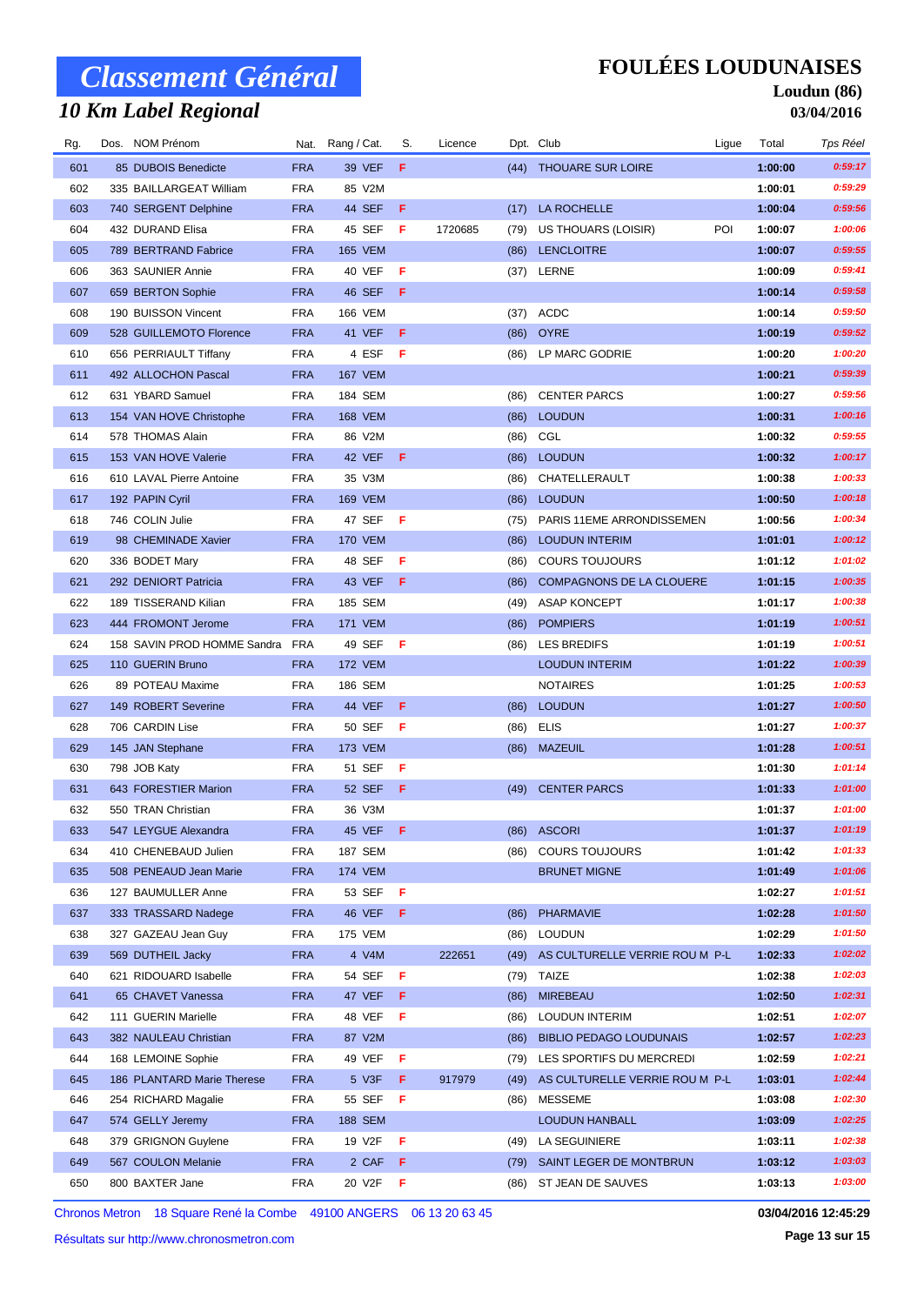# Classement Général

## 10 Km Label Regional

## FOULÉES LOUDUNAISES

**Loudun (86)**

**03/04/2016**

| Rg. | Dos. | NOM Prénom | Nat. | Rang / Cat. | S. | Licence | Dpt. | Club | Ligue | Total | Tps Réel |
|---|---|---|---|---|---|---|---|---|---|---|---|
| 601 | 85 | DUBOIS Benedicte | FRA | 39 VEF | F | | (44) | THOUARE SUR LOIRE | | 1:00:00 | 0:59:17 |
| 602 | 335 | BAILLARGEAT William | FRA | 85 V2M | | | | | | 1:00:01 | 0:59:29 |
| 603 | 740 | SERGENT Delphine | FRA | 44 SEF | F | | (17) | LA ROCHELLE | | 1:00:04 | 0:59:56 |
| 604 | 432 | DURAND Elisa | FRA | 45 SEF | F | 1720685 | (79) | US THOUARS (LOISIR) | POI | 1:00:07 | 1:00:06 |
| 605 | 789 | BERTRAND Fabrice | FRA | 165 VEM | | | (86) | LENCLOITRE | | 1:00:07 | 0:59:55 |
| 606 | 363 | SAUNIER Annie | FRA | 40 VEF | F | | (37) | LERNE | | 1:00:09 | 0:59:41 |
| 607 | 659 | BERTON Sophie | FRA | 46 SEF | F | | | | | 1:00:14 | 0:59:58 |
| 608 | 190 | BUISSON Vincent | FRA | 166 VEM | | | (37) | ACDC | | 1:00:14 | 0:59:50 |
| 609 | 528 | GUILLEMOTO Florence | FRA | 41 VEF | F | | (86) | OYRE | | 1:00:19 | 0:59:52 |
| 610 | 656 | PERRIAULT Tiffany | FRA | 4 ESF | F | | (86) | LP MARC GODRIE | | 1:00:20 | 1:00:20 |
| 611 | 492 | ALLOCHON Pascal | FRA | 167 VEM | | | | | | 1:00:21 | 0:59:39 |
| 612 | 631 | YBARD Samuel | FRA | 184 SEM | | | (86) | CENTER PARCS | | 1:00:27 | 0:59:56 |
| 613 | 154 | VAN HOVE Christophe | FRA | 168 VEM | | | (86) | LOUDUN | | 1:00:31 | 1:00:16 |
| 614 | 578 | THOMAS Alain | FRA | 86 V2M | | | (86) | CGL | | 1:00:32 | 0:59:55 |
| 615 | 153 | VAN HOVE Valerie | FRA | 42 VEF | F | | (86) | LOUDUN | | 1:00:32 | 1:00:17 |
| 616 | 610 | LAVAL Pierre Antoine | FRA | 35 V3M | | | (86) | CHATELLERAULT | | 1:00:38 | 1:00:33 |
| 617 | 192 | PAPIN Cyril | FRA | 169 VEM | | | (86) | LOUDUN | | 1:00:50 | 1:00:18 |
| 618 | 746 | COLIN Julie | FRA | 47 SEF | F | | (75) | PARIS 11EME ARRONDISSEMEN | | 1:00:56 | 1:00:34 |
| 619 | 98 | CHEMINADE Xavier | FRA | 170 VEM | | | (86) | LOUDUN INTERIM | | 1:01:01 | 1:00:12 |
| 620 | 336 | BODET Mary | FRA | 48 SEF | F | | (86) | COURS TOUJOURS | | 1:01:12 | 1:01:02 |
| 621 | 292 | DENIORT Patricia | FRA | 43 VEF | F | | (86) | COMPAGNONS DE LA CLOUERE | | 1:01:15 | 1:00:35 |
| 622 | 189 | TISSERAND Kilian | FRA | 185 SEM | | | (49) | ASAP KONCEPT | | 1:01:17 | 1:00:38 |
| 623 | 444 | FROMONT Jerome | FRA | 171 VEM | | | (86) | POMPIERS | | 1:01:19 | 1:00:51 |
| 624 | 158 | SAVIN PROD HOMME Sandra | FRA | 49 SEF | F | | (86) | LES BREDIFS | | 1:01:19 | 1:00:51 |
| 625 | 110 | GUERIN Bruno | FRA | 172 VEM | | | | LOUDUN INTERIM | | 1:01:22 | 1:00:39 |
| 626 | 89 | POTEAU Maxime | FRA | 186 SEM | | | | NOTAIRES | | 1:01:25 | 1:00:53 |
| 627 | 149 | ROBERT Severine | FRA | 44 VEF | F | | (86) | LOUDUN | | 1:01:27 | 1:00:50 |
| 628 | 706 | CARDIN Lise | FRA | 50 SEF | F | | (86) | ELIS | | 1:01:27 | 1:00:37 |
| 629 | 145 | JAN Stephane | FRA | 173 VEM | | | (86) | MAZEUIL | | 1:01:28 | 1:00:51 |
| 630 | 798 | JOB Katy | FRA | 51 SEF | F | | | | | 1:01:30 | 1:01:14 |
| 631 | 643 | FORESTIER Marion | FRA | 52 SEF | F | | (49) | CENTER PARCS | | 1:01:33 | 1:01:00 |
| 632 | 550 | TRAN Christian | FRA | 36 V3M | | | | | | 1:01:37 | 1:01:00 |
| 633 | 547 | LEYGUE Alexandra | FRA | 45 VEF | F | | (86) | ASCORI | | 1:01:37 | 1:01:19 |
| 634 | 410 | CHENEBAUD Julien | FRA | 187 SEM | | | (86) | COURS TOUJOURS | | 1:01:42 | 1:01:33 |
| 635 | 508 | PENEAUD Jean Marie | FRA | 174 VEM | | | | BRUNET MIGNE | | 1:01:49 | 1:01:06 |
| 636 | 127 | BAUMULLER Anne | FRA | 53 SEF | F | | | | | 1:02:27 | 1:01:51 |
| 637 | 333 | TRASSARD Nadege | FRA | 46 VEF | F | | (86) | PHARMAVIE | | 1:02:28 | 1:01:50 |
| 638 | 327 | GAZEAU Jean Guy | FRA | 175 VEM | | | (86) | LOUDUN | | 1:02:29 | 1:01:50 |
| 639 | 569 | DUTHEIL Jacky | FRA | 4 V4M | | 222651 | (49) | AS CULTURELLE VERRIE ROU M | P-L | 1:02:33 | 1:02:02 |
| 640 | 621 | RIDOUARD Isabelle | FRA | 54 SEF | F | | (79) | TAIZE | | 1:02:38 | 1:02:03 |
| 641 | 65 | CHAVET Vanessa | FRA | 47 VEF | F | | (86) | MIREBEAU | | 1:02:50 | 1:02:31 |
| 642 | 111 | GUERIN Marielle | FRA | 48 VEF | F | | (86) | LOUDUN INTERIM | | 1:02:51 | 1:02:07 |
| 643 | 382 | NAULEAU Christian | FRA | 87 V2M | | | (86) | BIBLIO PEDAGO LOUDUNAIS | | 1:02:57 | 1:02:23 |
| 644 | 168 | LEMOINE Sophie | FRA | 49 VEF | F | | (79) | LES SPORTIFS DU MERCREDI | | 1:02:59 | 1:02:21 |
| 645 | 186 | PLANTARD Marie Therese | FRA | 5 V3F | F | 917979 | (49) | AS CULTURELLE VERRIE ROU M | P-L | 1:03:01 | 1:02:44 |
| 646 | 254 | RICHARD Magalie | FRA | 55 SEF | F | | (86) | MESSEME | | 1:03:08 | 1:02:30 |
| 647 | 574 | GELLY Jeremy | FRA | 188 SEM | | | | LOUDUN HANBALL | | 1:03:09 | 1:02:25 |
| 648 | 379 | GRIGNON Guylene | FRA | 19 V2F | F | | (49) | LA SEGUINIERE | | 1:03:11 | 1:02:38 |
| 649 | 567 | COULON Melanie | FRA | 2 CAF | F | | (79) | SAINT LEGER DE MONTBRUN | | 1:03:12 | 1:03:03 |
| 650 | 800 | BAXTER Jane | FRA | 20 V2F | F | | (86) | ST JEAN DE SAUVES | | 1:03:13 | 1:03:00 |

Chronos Metron 18 Square René la Combe 49100 ANGERS 06 13 20 63 45

Résultats sur http://www.chronosmetron.com

**03/04/2016 12:45:29**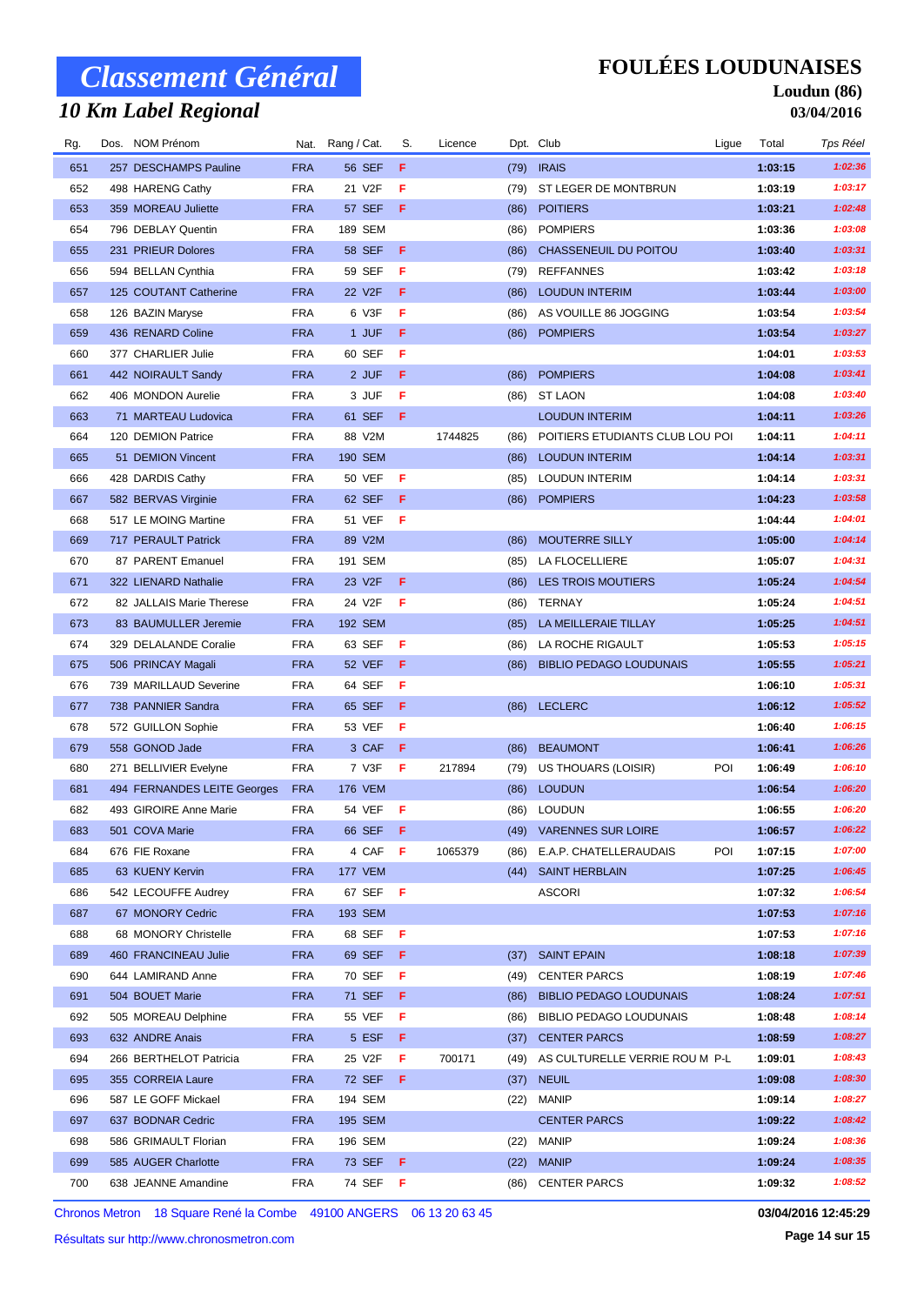# Classement Général

## 10 Km Label Regional

# FOULÉES LOUDUNAISES

**Loudun (86)**

**03/04/2016**

| Rg. | Dos. | NOM Prénom | Nat. | Rang / Cat. | S. | Licence | Dpt. | Club | Ligue | Total | Tps Réel |
|---|---|---|---|---|---|---|---|---|---|---|---|
| 651 | 257 | DESCHAMPS Pauline | FRA | 56 SEF | F | | (79) | IRAIS | | 1:03:15 | 1:02:36 |
| 652 | 498 | HARENG Cathy | FRA | 21 V2F | F | | (79) | ST LEGER DE MONTBRUN | | 1:03:19 | 1:03:17 |
| 653 | 359 | MOREAU Juliette | FRA | 57 SEF | F | | (86) | POITIERS | | 1:03:21 | 1:02:48 |
| 654 | 796 | DEBLAY Quentin | FRA | 189 SEM | | | (86) | POMPIERS | | 1:03:36 | 1:03:08 |
| 655 | 231 | PRIEUR Dolores | FRA | 58 SEF | F | | (86) | CHASSENEUIL DU POITOU | | 1:03:40 | 1:03:31 |
| 656 | 594 | BELLAN Cynthia | FRA | 59 SEF | F | | (79) | REFFANNES | | 1:03:42 | 1:03:18 |
| 657 | 125 | COUTANT Catherine | FRA | 22 V2F | F | | (86) | LOUDUN INTERIM | | 1:03:44 | 1:03:00 |
| 658 | 126 | BAZIN Maryse | FRA | 6 V3F | F | | (86) | AS VOUILLE 86 JOGGING | | 1:03:54 | 1:03:54 |
| 659 | 436 | RENARD Coline | FRA | 1 JUF | F | | (86) | POMPIERS | | 1:03:54 | 1:03:27 |
| 660 | 377 | CHARLIER Julie | FRA | 60 SEF | F | | | | | 1:04:01 | 1:03:53 |
| 661 | 442 | NOIRAULT Sandy | FRA | 2 JUF | F | | (86) | POMPIERS | | 1:04:08 | 1:03:41 |
| 662 | 406 | MONDON Aurelie | FRA | 3 JUF | F | | (86) | ST LAON | | 1:04:08 | 1:03:40 |
| 663 | 71 | MARTEAU Ludovica | FRA | 61 SEF | F | | | LOUDUN INTERIM | | 1:04:11 | 1:03:26 |
| 664 | 120 | DEMION Patrice | FRA | 88 V2M | | 1744825 | (86) | POITIERS ETUDIANTS CLUB LOU POI | | 1:04:11 | 1:04:11 |
| 665 | 51 | DEMION Vincent | FRA | 190 SEM | | | (86) | LOUDUN INTERIM | | 1:04:14 | 1:03:31 |
| 666 | 428 | DARDIS Cathy | FRA | 50 VEF | F | | (85) | LOUDUN INTERIM | | 1:04:14 | 1:03:31 |
| 667 | 582 | BERVAS Virginie | FRA | 62 SEF | F | | (86) | POMPIERS | | 1:04:23 | 1:03:58 |
| 668 | 517 | LE MOING Martine | FRA | 51 VEF | F | | | | | 1:04:44 | 1:04:01 |
| 669 | 717 | PERAULT Patrick | FRA | 89 V2M | | | (86) | MOUTERRE SILLY | | 1:05:00 | 1:04:14 |
| 670 | 87 | PARENT Emanuel | FRA | 191 SEM | | | (85) | LA FLOCELLIERE | | 1:05:07 | 1:04:31 |
| 671 | 322 | LIENARD Nathalie | FRA | 23 V2F | F | | (86) | LES TROIS MOUTIERS | | 1:05:24 | 1:04:54 |
| 672 | 82 | JALLAIS Marie Therese | FRA | 24 V2F | F | | (86) | TERNAY | | 1:05:24 | 1:04:51 |
| 673 | 83 | BAUMULLER Jeremie | FRA | 192 SEM | | | (85) | LA MEILLERAIE TILLAY | | 1:05:25 | 1:04:51 |
| 674 | 329 | DELALANDE Coralie | FRA | 63 SEF | F | | (86) | LA ROCHE RIGAULT | | 1:05:53 | 1:05:15 |
| 675 | 506 | PRINCAY Magali | FRA | 52 VEF | F | | (86) | BIBLIO PEDAGO LOUDUNAIS | | 1:05:55 | 1:05:21 |
| 676 | 739 | MARILLAUD Severine | FRA | 64 SEF | F | | | | | 1:06:10 | 1:05:31 |
| 677 | 738 | PANNIER Sandra | FRA | 65 SEF | F | | (86) | LECLERC | | 1:06:12 | 1:05:52 |
| 678 | 572 | GUILLON Sophie | FRA | 53 VEF | F | | | | | 1:06:40 | 1:06:15 |
| 679 | 558 | GONOD Jade | FRA | 3 CAF | F | | (86) | BEAUMONT | | 1:06:41 | 1:06:26 |
| 680 | 271 | BELLIVIER Evelyne | FRA | 7 V3F | F | 217894 | (79) | US THOUARS (LOISIR) | POI | 1:06:49 | 1:06:10 |
| 681 | 494 | FERNANDES LEITE Georges | FRA | 176 VEM | | | (86) | LOUDUN | | 1:06:54 | 1:06:20 |
| 682 | 493 | GIROIRE Anne Marie | FRA | 54 VEF | F | | (86) | LOUDUN | | 1:06:55 | 1:06:20 |
| 683 | 501 | COVA Marie | FRA | 66 SEF | F | | (49) | VARENNES SUR LOIRE | | 1:06:57 | 1:06:22 |
| 684 | 676 | FIE Roxane | FRA | 4 CAF | F | 1065379 | (86) | E.A.P. CHATELLERAUDAIS | POI | 1:07:15 | 1:07:00 |
| 685 | 63 | KUENY Kervin | FRA | 177 VEM | | | (44) | SAINT HERBLAIN | | 1:07:25 | 1:06:45 |
| 686 | 542 | LECOUFFE Audrey | FRA | 67 SEF | F | | | ASCORI | | 1:07:32 | 1:06:54 |
| 687 | 67 | MONORY Cedric | FRA | 193 SEM | | | | | | 1:07:53 | 1:07:16 |
| 688 | 68 | MONORY Christelle | FRA | 68 SEF | F | | | | | 1:07:53 | 1:07:16 |
| 689 | 460 | FRANCINEAU Julie | FRA | 69 SEF | F | | (37) | SAINT EPAIN | | 1:08:18 | 1:07:39 |
| 690 | 644 | LAMIRAND Anne | FRA | 70 SEF | F | | (49) | CENTER PARCS | | 1:08:19 | 1:07:46 |
| 691 | 504 | BOUET Marie | FRA | 71 SEF | F | | (86) | BIBLIO PEDAGO LOUDUNAIS | | 1:08:24 | 1:07:51 |
| 692 | 505 | MOREAU Delphine | FRA | 55 VEF | F | | (86) | BIBLIO PEDAGO LOUDUNAIS | | 1:08:48 | 1:08:14 |
| 693 | 632 | ANDRE Anais | FRA | 5 ESF | F | | (37) | CENTER PARCS | | 1:08:59 | 1:08:27 |
| 694 | 266 | BERTHELOT Patricia | FRA | 25 V2F | F | 700171 | (49) | AS CULTURELLE VERRIE ROU M | P-L | 1:09:01 | 1:08:43 |
| 695 | 355 | CORREIA Laure | FRA | 72 SEF | F | | (37) | NEUIL | | 1:09:08 | 1:08:30 |
| 696 | 587 | LE GOFF Mickael | FRA | 194 SEM | | | (22) | MANIP | | 1:09:14 | 1:08:27 |
| 697 | 637 | BODNAR Cedric | FRA | 195 SEM | | | | CENTER PARCS | | 1:09:22 | 1:08:42 |
| 698 | 586 | GRIMAULT Florian | FRA | 196 SEM | | | (22) | MANIP | | 1:09:24 | 1:08:36 |
| 699 | 585 | AUGER Charlotte | FRA | 73 SEF | F | | (22) | MANIP | | 1:09:24 | 1:08:35 |
| 700 | 638 | JEANNE Amandine | FRA | 74 SEF | F | | (86) | CENTER PARCS | | 1:09:32 | 1:08:52 |

Chronos Metron 18 Square René la Combe 49100 ANGERS 06 13 20 63 45

Résultats sur http://www.chronosmetron.com

**03/04/2016 12:45:29**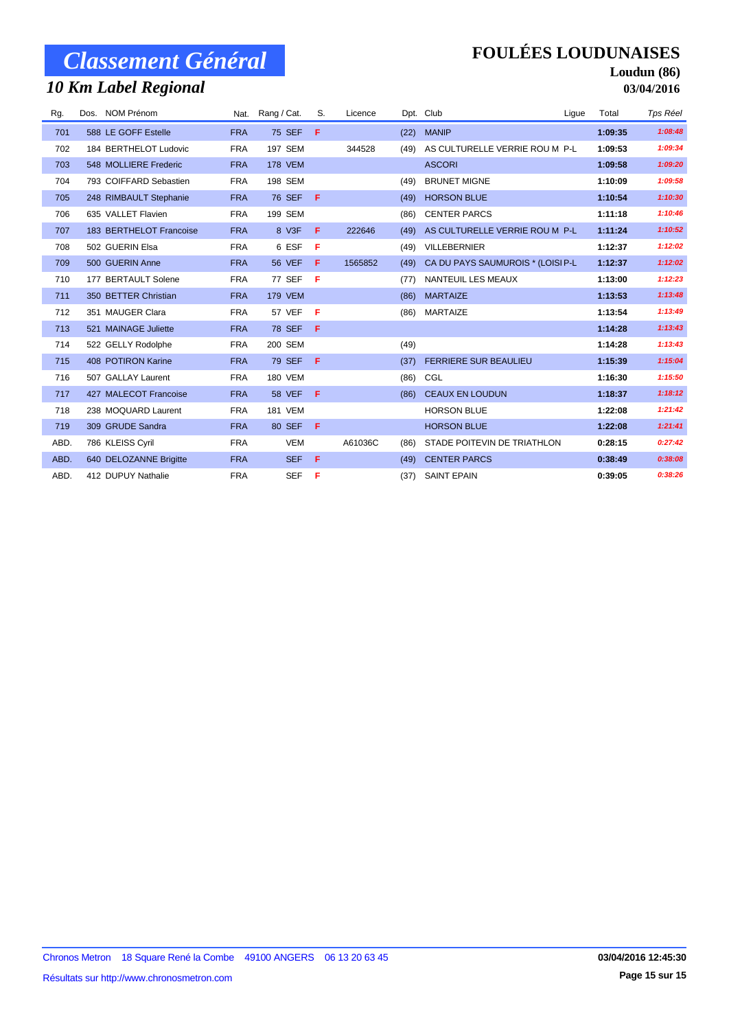# Classement Général

## 10 Km Label Regional

**FOULÉES LOUDUNAISES**

**Loudun (86)**

**03/04/2016**

| Rg. | Dos. | NOM Prénom | Nat. | Rang / Cat. | S. | Licence | Dpt. | Club | Ligue | Total | Tps Réel |
|---|---|---|---|---|---|---|---|---|---|---|---|
| 701 | 588 | LE GOFF Estelle | FRA | 75 SEF | F | | (22) | MANIP | | 1:09:35 | 1:08:48 |
| 702 | 184 | BERTHELOT Ludovic | FRA | 197 SEM | | 344528 | (49) | AS CULTURELLE VERRIE ROU M | P-L | 1:09:53 | 1:09:34 |
| 703 | 548 | MOLLIERE Frederic | FRA | 178 VEM | | | | ASCORI | | 1:09:58 | 1:09:20 |
| 704 | 793 | COIFFARD Sebastien | FRA | 198 SEM | | | (49) | BRUNET MIGNE | | 1:10:09 | 1:09:58 |
| 705 | 248 | RIMBAULT Stephanie | FRA | 76 SEF | F | | (49) | HORSON BLUE | | 1:10:54 | 1:10:30 |
| 706 | 635 | VALLET Flavien | FRA | 199 SEM | | | (86) | CENTER PARCS | | 1:11:18 | 1:10:46 |
| 707 | 183 | BERTHELOT Francoise | FRA | 8 V3F | F | 222646 | (49) | AS CULTURELLE VERRIE ROU M | P-L | 1:11:24 | 1:10:52 |
| 708 | 502 | GUERIN Elsa | FRA | 6 ESF | F | | (49) | VILLEBERNIER | | 1:12:37 | 1:12:02 |
| 709 | 500 | GUERIN Anne | FRA | 56 VEF | F | 1565852 | (49) | CA DU PAYS SAUMUROIS * (LOISI | P-L | 1:12:37 | 1:12:02 |
| 710 | 177 | BERTAULT Solene | FRA | 77 SEF | F | | (77) | NANTEUIL LES MEAUX | | 1:13:00 | 1:12:23 |
| 711 | 350 | BETTER Christian | FRA | 179 VEM | | | (86) | MARTAIZE | | 1:13:53 | 1:13:48 |
| 712 | 351 | MAUGER Clara | FRA | 57 VEF | F | | (86) | MARTAIZE | | 1:13:54 | 1:13:49 |
| 713 | 521 | MAINAGE Juliette | FRA | 78 SEF | F | | | | | 1:14:28 | 1:13:43 |
| 714 | 522 | GELLY Rodolphe | FRA | 200 SEM | | | (49) | | | 1:14:28 | 1:13:43 |
| 715 | 408 | POTIRON Karine | FRA | 79 SEF | F | | (37) | FERRIERE SUR BEAULIEU | | 1:15:39 | 1:15:04 |
| 716 | 507 | GALLAY Laurent | FRA | 180 VEM | | | (86) | CGL | | 1:16:30 | 1:15:50 |
| 717 | 427 | MALECOT Francoise | FRA | 58 VEF | F | | (86) | CEAUX EN LOUDUN | | 1:18:37 | 1:18:12 |
| 718 | 238 | MOQUARD Laurent | FRA | 181 VEM | | | | HORSON BLUE | | 1:22:08 | 1:21:42 |
| 719 | 309 | GRUDE Sandra | FRA | 80 SEF | F | | | HORSON BLUE | | 1:22:08 | 1:21:41 |
| ABD. | 786 | KLEISS Cyril | FRA | VEM | | A61036C | (86) | STADE POITEVIN DE TRIATHLON | | 0:28:15 | 0:27:42 |
| ABD. | 640 | DELOZANNE Brigitte | FRA | SEF | F | | (49) | CENTER PARCS | | 0:38:49 | 0:38:08 |
| ABD. | 412 | DUPUY Nathalie | FRA | SEF | F | | (37) | SAINT EPAIN | | 0:39:05 | 0:38:26 |

Chronos Metron 18 Square René la Combe 49100 ANGERS 06 13 20 63 45

Résultats sur http://www.chronosmetron.com

03/04/2016 12:45:30